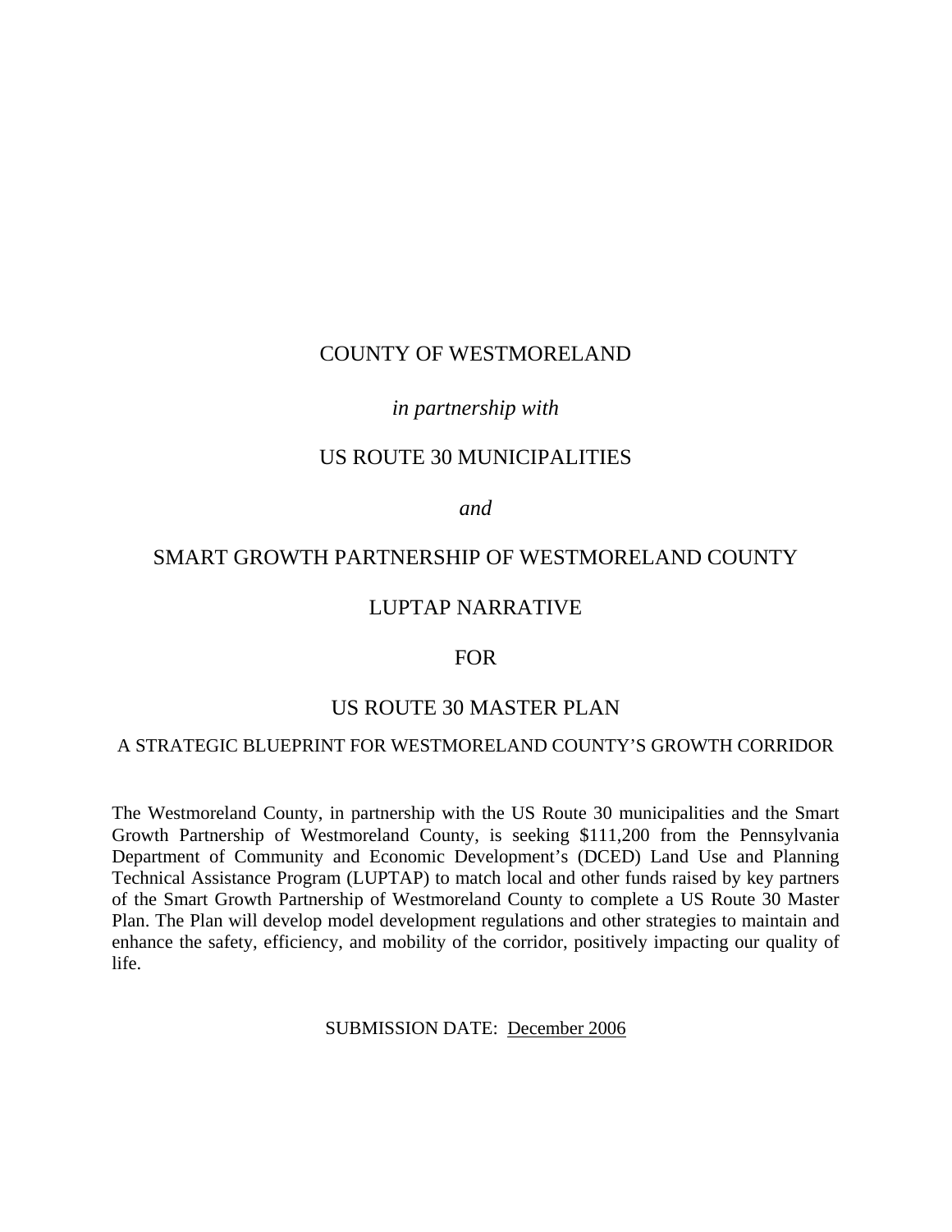COUNTY OF WESTMORELAND

*in partnership with*

US ROUTE 30 MUNICIPALITIES

*and*

SMART GROWTH PARTNERSHIP OF WESTMORELAND COUNTY

# LUPTAP NARRATIVE

FOR

# US ROUTE 30 MASTER PLAN

## A STRATEGIC BLUEPRINT FOR WESTMORELAND COUNTY'S GROWTH CORRIDOR

The Westmoreland County, in partnership with the US Route 30 municipalities and the Smart Growth Partnership of Westmoreland County, is seeking $111,200 from the Pennsylvania Department of Community and Economic Development's (DCED) Land Use and Planning Technical Assistance Program (LUPTAP) to match local and other funds raised by key partners of the Smart Growth Partnership of Westmoreland County to complete a US Route 30 Master Plan. The Plan will develop model development regulations and other strategies to maintain and enhance the safety, efficiency, and mobility of the corridor, positively impacting our quality of life.

SUBMISSION DATE: December 2006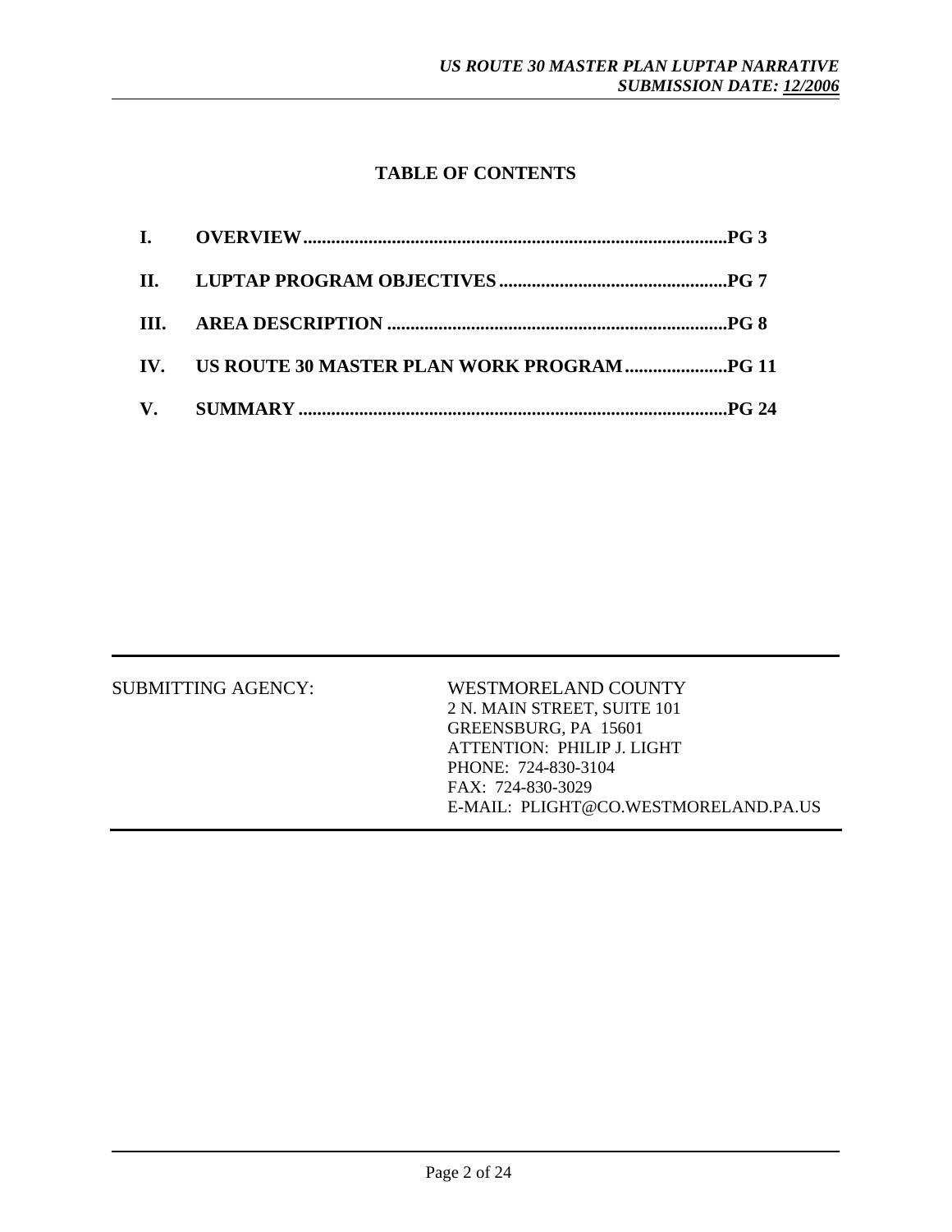## TABLE OF CONTENTS

**I. OVERVIEW..........................................................................................PG 3**

**II. LUPTAP PROGRAM OBJECTIVES.................................................PG 7**

**III. AREA DESCRIPTION ........................................................................PG 8**

**IV. US ROUTE 30 MASTER PLAN WORK PROGRAM......................PG 11**

**V. SUMMARY ............................................................................................PG 24**

SUBMITTING AGENCY:

WESTMORELAND COUNTY
2 N. MAIN STREET, SUITE 101
GREENSBURG, PA 15601
ATTENTION: PHILIP J. LIGHT
PHONE: 724-830-3104
FAX: 724-830-3029
E-MAIL: PLIGHT@CO.WESTMORELAND.PA.US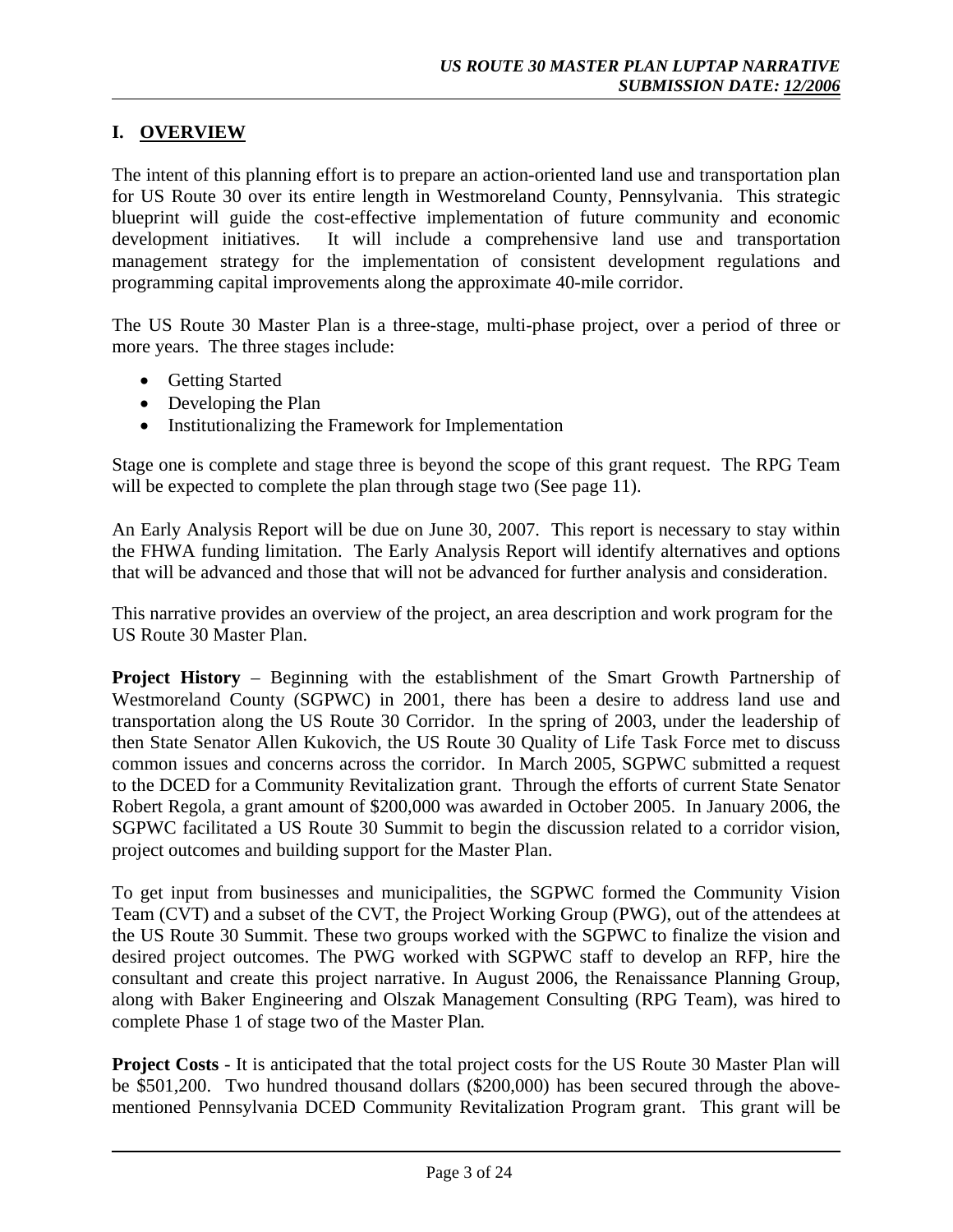## I. OVERVIEW

The intent of this planning effort is to prepare an action-oriented land use and transportation plan for US Route 30 over its entire length in Westmoreland County, Pennsylvania. This strategic blueprint will guide the cost-effective implementation of future community and economic development initiatives. It will include a comprehensive land use and transportation management strategy for the implementation of consistent development regulations and programming capital improvements along the approximate 40-mile corridor.

The US Route 30 Master Plan is a three-stage, multi-phase project, over a period of three or more years. The three stages include:

- Getting Started
- Developing the Plan
- Institutionalizing the Framework for Implementation

Stage one is complete and stage three is beyond the scope of this grant request. The RPG Team will be expected to complete the plan through stage two (See page 11).

An Early Analysis Report will be due on June 30, 2007. This report is necessary to stay within the FHWA funding limitation. The Early Analysis Report will identify alternatives and options that will be advanced and those that will not be advanced for further analysis and consideration.

This narrative provides an overview of the project, an area description and work program for the US Route 30 Master Plan.

**Project History** – Beginning with the establishment of the Smart Growth Partnership of Westmoreland County (SGPWC) in 2001, there has been a desire to address land use and transportation along the US Route 30 Corridor. In the spring of 2003, under the leadership of then State Senator Allen Kukovich, the US Route 30 Quality of Life Task Force met to discuss common issues and concerns across the corridor. In March 2005, SGPWC submitted a request to the DCED for a Community Revitalization grant. Through the efforts of current State Senator Robert Regola, a grant amount of $200,000 was awarded in October 2005. In January 2006, the SGPWC facilitated a US Route 30 Summit to begin the discussion related to a corridor vision, project outcomes and building support for the Master Plan.

To get input from businesses and municipalities, the SGPWC formed the Community Vision Team (CVT) and a subset of the CVT, the Project Working Group (PWG), out of the attendees at the US Route 30 Summit. These two groups worked with the SGPWC to finalize the vision and desired project outcomes. The PWG worked with SGPWC staff to develop an RFP, hire the consultant and create this project narrative. In August 2006, the Renaissance Planning Group, along with Baker Engineering and Olszak Management Consulting (RPG Team), was hired to complete Phase 1 of stage two of the Master Plan.

**Project Costs** - It is anticipated that the total project costs for the US Route 30 Master Plan will be $501,200. Two hundred thousand dollars ($200,000) has been secured through the above-mentioned Pennsylvania DCED Community Revitalization Program grant. This grant will be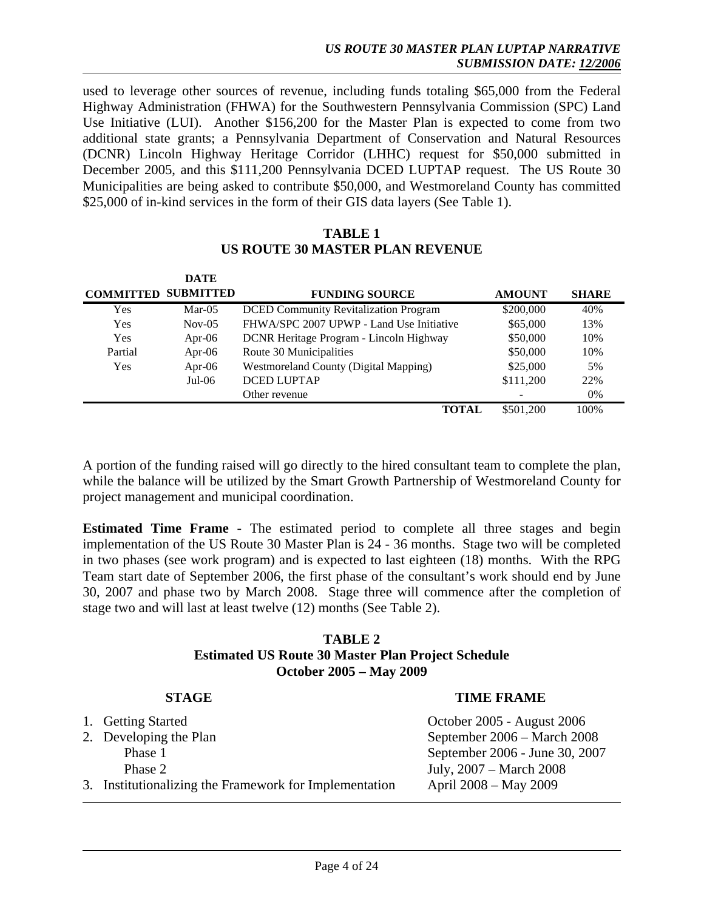used to leverage other sources of revenue, including funds totaling $65,000 from the Federal Highway Administration (FHWA) for the Southwestern Pennsylvania Commission (SPC) Land Use Initiative (LUI). Another $156,200 for the Master Plan is expected to come from two additional state grants; a Pennsylvania Department of Conservation and Natural Resources (DCNR) Lincoln Highway Heritage Corridor (LHHC) request for $50,000 submitted in December 2005, and this $111,200 Pennsylvania DCED LUPTAP request. The US Route 30 Municipalities are being asked to contribute $50,000, and Westmoreland County has committed $25,000 of in-kind services in the form of their GIS data layers (See Table 1).

**TABLE 1**
**US ROUTE 30 MASTER PLAN REVENUE**

| COMMITTED | DATE SUBMITTED | FUNDING SOURCE | AMOUNT | SHARE |
|---|---|---|---|---|
| Yes | Mar-05 | DCED Community Revitalization Program | $200,000 | 40% |
| Yes | Nov-05 | FHWA/SPC 2007 UPWP - Land Use Initiative | $65,000 | 13% |
| Yes | Apr-06 | DCNR Heritage Program - Lincoln Highway | $50,000 | 10% |
| Partial | Apr-06 | Route 30 Municipalities | $50,000 | 10% |
| Yes | Apr-06 | Westmoreland County (Digital Mapping) | $25,000 | 5% |
| | Jul-06 | DCED LUPTAP | $111,200 | 22% |
| | | Other revenue | - | 0% |
| | | **TOTAL** | $501,200 | 100% |

A portion of the funding raised will go directly to the hired consultant team to complete the plan, while the balance will be utilized by the Smart Growth Partnership of Westmoreland County for project management and municipal coordination.

**Estimated Time Frame -** The estimated period to complete all three stages and begin implementation of the US Route 30 Master Plan is 24 - 36 months. Stage two will be completed in two phases (see work program) and is expected to last eighteen (18) months. With the RPG Team start date of September 2006, the first phase of the consultant's work should end by June 30, 2007 and phase two by March 2008. Stage three will commence after the completion of stage two and will last at least twelve (12) months (See Table 2).

**TABLE 2**
**Estimated US Route 30 Master Plan Project Schedule**
**October 2005 – May 2009**

| STAGE | TIME FRAME |
|---|---|
| 1. Getting Started | October 2005 - August 2006 |
| 2. Developing the Plan | September 2006 – March 2008 |
| Phase 1 | September 2006 - June 30, 2007 |
| Phase 2 | July, 2007 – March 2008 |
| 3. Institutionalizing the Framework for Implementation | April 2008 – May 2009 |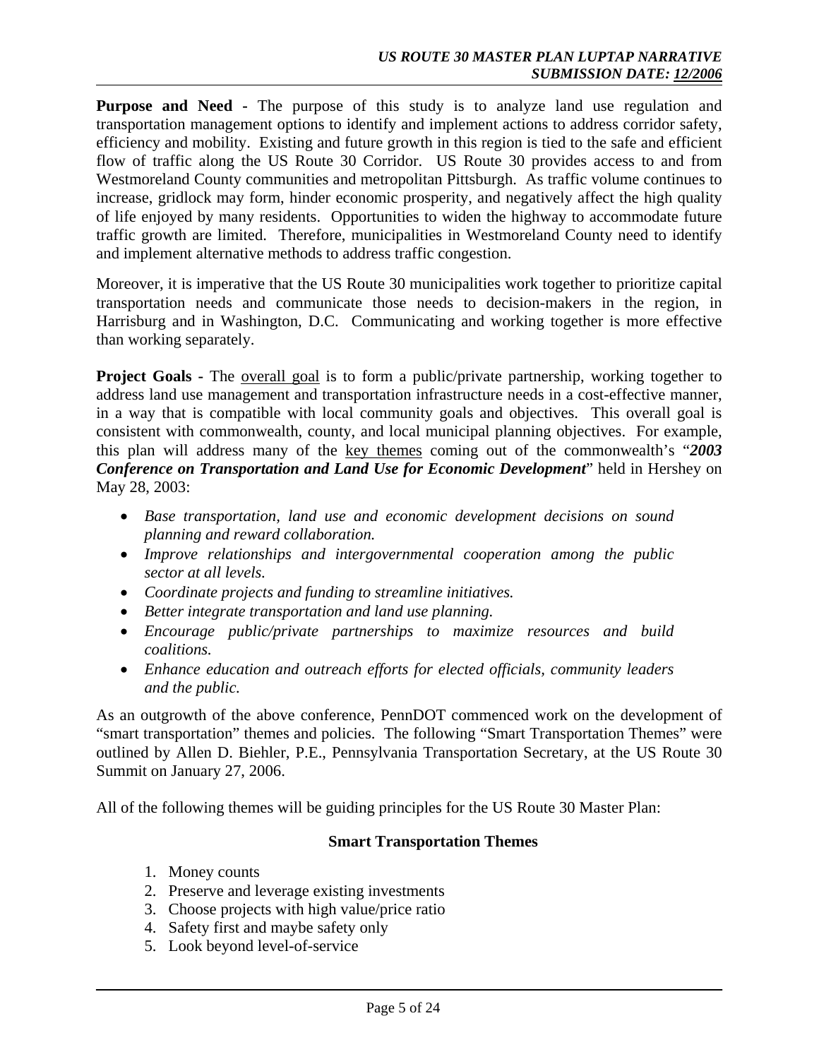**Purpose and Need -** The purpose of this study is to analyze land use regulation and transportation management options to identify and implement actions to address corridor safety, efficiency and mobility. Existing and future growth in this region is tied to the safe and efficient flow of traffic along the US Route 30 Corridor. US Route 30 provides access to and from Westmoreland County communities and metropolitan Pittsburgh. As traffic volume continues to increase, gridlock may form, hinder economic prosperity, and negatively affect the high quality of life enjoyed by many residents. Opportunities to widen the highway to accommodate future traffic growth are limited. Therefore, municipalities in Westmoreland County need to identify and implement alternative methods to address traffic congestion.

Moreover, it is imperative that the US Route 30 municipalities work together to prioritize capital transportation needs and communicate those needs to decision-makers in the region, in Harrisburg and in Washington, D.C. Communicating and working together is more effective than working separately.

**Project Goals -** The overall goal is to form a public/private partnership, working together to address land use management and transportation infrastructure needs in a cost-effective manner, in a way that is compatible with local community goals and objectives. This overall goal is consistent with commonwealth, county, and local municipal planning objectives. For example, this plan will address many of the key themes coming out of the commonwealth's "***2003 Conference on Transportation and Land Use for Economic Development***" held in Hershey on May 28, 2003:

- *Base transportation, land use and economic development decisions on sound planning and reward collaboration.*
- *Improve relationships and intergovernmental cooperation among the public sector at all levels.*
- *Coordinate projects and funding to streamline initiatives.*
- *Better integrate transportation and land use planning.*
- *Encourage public/private partnerships to maximize resources and build coalitions.*
- *Enhance education and outreach efforts for elected officials, community leaders and the public.*

As an outgrowth of the above conference, PennDOT commenced work on the development of "smart transportation" themes and policies. The following "Smart Transportation Themes" were outlined by Allen D. Biehler, P.E., Pennsylvania Transportation Secretary, at the US Route 30 Summit on January 27, 2006.

All of the following themes will be guiding principles for the US Route 30 Master Plan:

**Smart Transportation Themes**

1. Money counts
2. Preserve and leverage existing investments
3. Choose projects with high value/price ratio
4. Safety first and maybe safety only
5. Look beyond level-of-service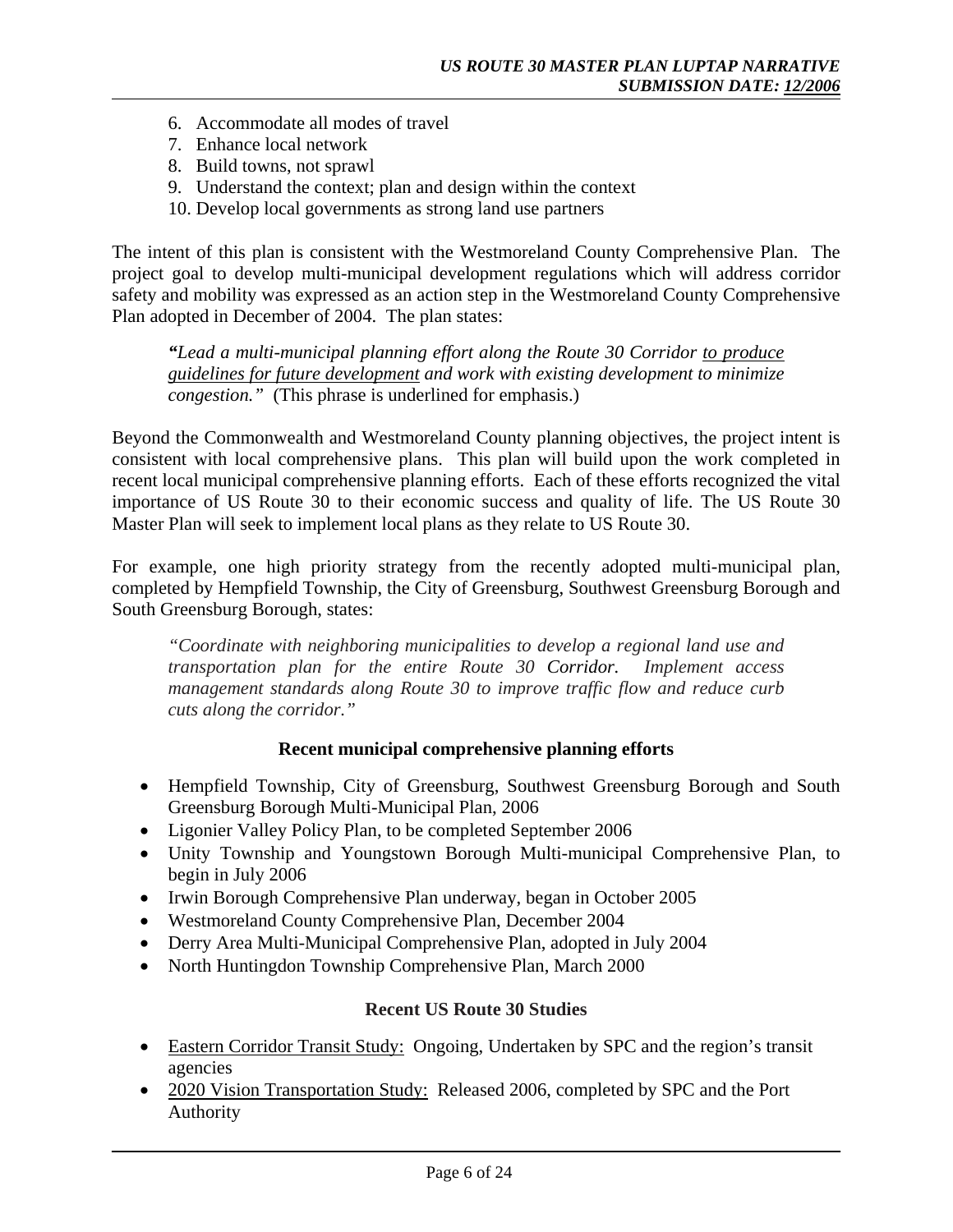6. Accommodate all modes of travel
7. Enhance local network
8. Build towns, not sprawl
9. Understand the context; plan and design within the context
10. Develop local governments as strong land use partners

The intent of this plan is consistent with the Westmoreland County Comprehensive Plan. The project goal to develop multi-municipal development regulations which will address corridor safety and mobility was expressed as an action step in the Westmoreland County Comprehensive Plan adopted in December of 2004. The plan states:

> ***"****Lead a multi-municipal planning effort along the Route 30 Corridor <u>to produce guidelines for future development</u> and work with existing development to minimize congestion."* (This phrase is underlined for emphasis.)

Beyond the Commonwealth and Westmoreland County planning objectives, the project intent is consistent with local comprehensive plans. This plan will build upon the work completed in recent local municipal comprehensive planning efforts. Each of these efforts recognized the vital importance of US Route 30 to their economic success and quality of life. The US Route 30 Master Plan will seek to implement local plans as they relate to US Route 30.

For example, one high priority strategy from the recently adopted multi-municipal plan, completed by Hempfield Township, the City of Greensburg, Southwest Greensburg Borough and South Greensburg Borough, states:

> *"Coordinate with neighboring municipalities to develop a regional land use and transportation plan for the entire Route 30 Corridor. Implement access management standards along Route 30 to improve traffic flow and reduce curb cuts along the corridor."*

**Recent municipal comprehensive planning efforts**

- Hempfield Township, City of Greensburg, Southwest Greensburg Borough and South Greensburg Borough Multi-Municipal Plan, 2006
- Ligonier Valley Policy Plan, to be completed September 2006
- Unity Township and Youngstown Borough Multi-municipal Comprehensive Plan, to begin in July 2006
- Irwin Borough Comprehensive Plan underway, began in October 2005
- Westmoreland County Comprehensive Plan, December 2004
- Derry Area Multi-Municipal Comprehensive Plan, adopted in July 2004
- North Huntingdon Township Comprehensive Plan, March 2000

**Recent US Route 30 Studies**

- <u>Eastern Corridor Transit Study:</u> Ongoing, Undertaken by SPC and the region's transit agencies
- <u>2020 Vision Transportation Study:</u> Released 2006, completed by SPC and the Port Authority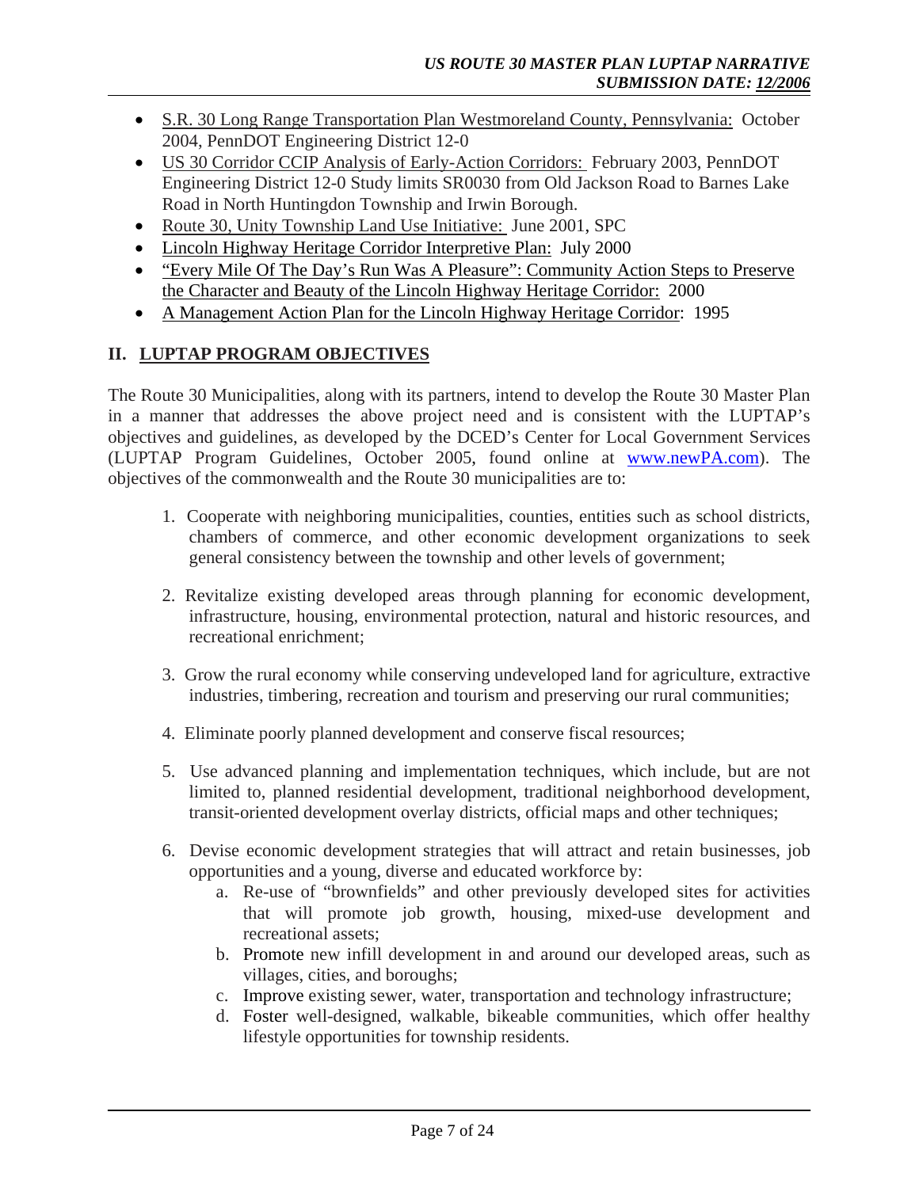- S.R. 30 Long Range Transportation Plan Westmoreland County, Pennsylvania: October 2004, PennDOT Engineering District 12-0
- US 30 Corridor CCIP Analysis of Early-Action Corridors: February 2003, PennDOT Engineering District 12-0 Study limits SR0030 from Old Jackson Road to Barnes Lake Road in North Huntingdon Township and Irwin Borough.
- Route 30, Unity Township Land Use Initiative: June 2001, SPC
- Lincoln Highway Heritage Corridor Interpretive Plan: July 2000
- "Every Mile Of The Day's Run Was A Pleasure": Community Action Steps to Preserve the Character and Beauty of the Lincoln Highway Heritage Corridor: 2000
- A Management Action Plan for the Lincoln Highway Heritage Corridor: 1995

## II. LUPTAP PROGRAM OBJECTIVES

The Route 30 Municipalities, along with its partners, intend to develop the Route 30 Master Plan in a manner that addresses the above project need and is consistent with the LUPTAP's objectives and guidelines, as developed by the DCED's Center for Local Government Services (LUPTAP Program Guidelines, October 2005, found online at www.newPA.com). The objectives of the commonwealth and the Route 30 municipalities are to:

1. Cooperate with neighboring municipalities, counties, entities such as school districts, chambers of commerce, and other economic development organizations to seek general consistency between the township and other levels of government;

2. Revitalize existing developed areas through planning for economic development, infrastructure, housing, environmental protection, natural and historic resources, and recreational enrichment;

3. Grow the rural economy while conserving undeveloped land for agriculture, extractive industries, timbering, recreation and tourism and preserving our rural communities;

4. Eliminate poorly planned development and conserve fiscal resources;

5. Use advanced planning and implementation techniques, which include, but are not limited to, planned residential development, traditional neighborhood development, transit-oriented development overlay districts, official maps and other techniques;

6. Devise economic development strategies that will attract and retain businesses, job opportunities and a young, diverse and educated workforce by:
   a. Re-use of "brownfields" and other previously developed sites for activities that will promote job growth, housing, mixed-use development and recreational assets;
   b. Promote new infill development in and around our developed areas, such as villages, cities, and boroughs;
   c. Improve existing sewer, water, transportation and technology infrastructure;
   d. Foster well-designed, walkable, bikeable communities, which offer healthy lifestyle opportunities for township residents.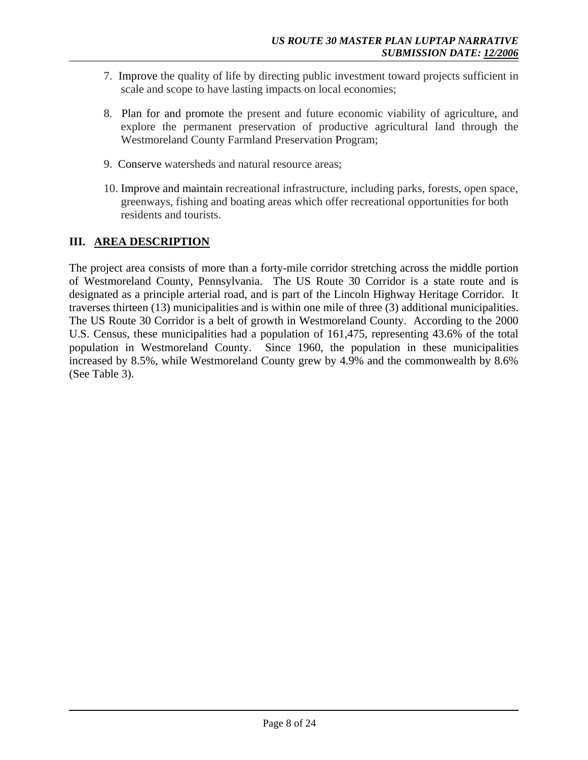7. Improve the quality of life by directing public investment toward projects sufficient in scale and scope to have lasting impacts on local economies;

8. Plan for and promote the present and future economic viability of agriculture, and explore the permanent preservation of productive agricultural land through the Westmoreland County Farmland Preservation Program;

9. Conserve watersheds and natural resource areas;

10. Improve and maintain recreational infrastructure, including parks, forests, open space, greenways, fishing and boating areas which offer recreational opportunities for both residents and tourists.

## III. AREA DESCRIPTION

The project area consists of more than a forty-mile corridor stretching across the middle portion of Westmoreland County, Pennsylvania. The US Route 30 Corridor is a state route and is designated as a principle arterial road, and is part of the Lincoln Highway Heritage Corridor. It traverses thirteen (13) municipalities and is within one mile of three (3) additional municipalities. The US Route 30 Corridor is a belt of growth in Westmoreland County. According to the 2000 U.S. Census, these municipalities had a population of 161,475, representing 43.6% of the total population in Westmoreland County. Since 1960, the population in these municipalities increased by 8.5%, while Westmoreland County grew by 4.9% and the commonwealth by 8.6% (See Table 3).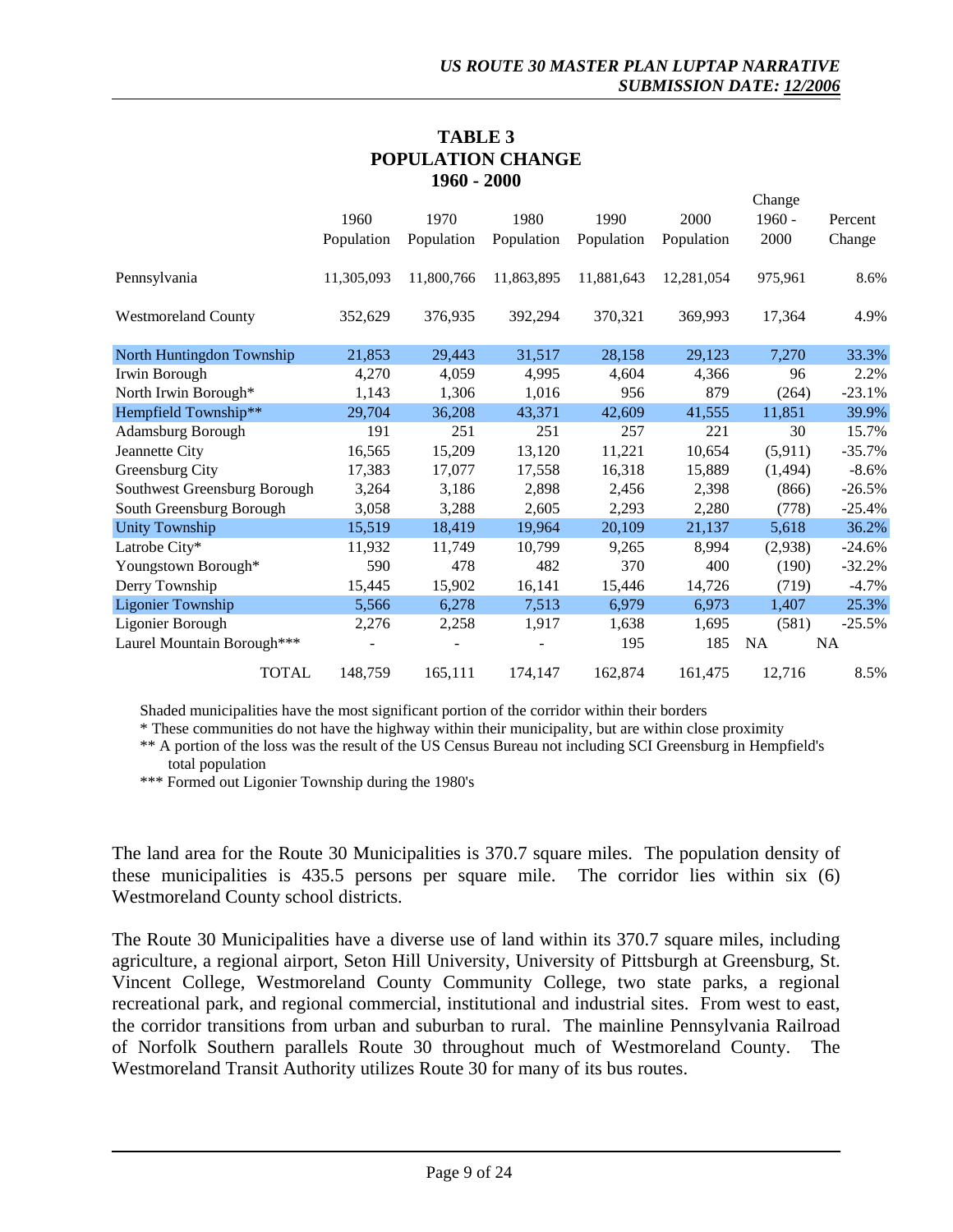## TABLE 3
## POPULATION CHANGE
## 1960 - 2000

| | 1960 Population | 1970 Population | 1980 Population | 1990 Population | 2000 Population | Change 1960 - 2000 | Percent Change |
|---|---|---|---|---|---|---|---|
| Pennsylvania | 11,305,093 | 11,800,766 | 11,863,895 | 11,881,643 | 12,281,054 | 975,961 | 8.6% |
| Westmoreland County | 352,629 | 376,935 | 392,294 | 370,321 | 369,993 | 17,364 | 4.9% |
| North Huntingdon Township | 21,853 | 29,443 | 31,517 | 28,158 | 29,123 | 7,270 | 33.3% |
| Irwin Borough | 4,270 | 4,059 | 4,995 | 4,604 | 4,366 | 96 | 2.2% |
| North Irwin Borough* | 1,143 | 1,306 | 1,016 | 956 | 879 | (264) | -23.1% |
| Hempfield Township** | 29,704 | 36,208 | 43,371 | 42,609 | 41,555 | 11,851 | 39.9% |
| Adamsburg Borough | 191 | 251 | 251 | 257 | 221 | 30 | 15.7% |
| Jeannette City | 16,565 | 15,209 | 13,120 | 11,221 | 10,654 | (5,911) | -35.7% |
| Greensburg City | 17,383 | 17,077 | 17,558 | 16,318 | 15,889 | (1,494) | -8.6% |
| Southwest Greensburg Borough | 3,264 | 3,186 | 2,898 | 2,456 | 2,398 | (866) | -26.5% |
| South Greensburg Borough | 3,058 | 3,288 | 2,605 | 2,293 | 2,280 | (778) | -25.4% |
| Unity Township | 15,519 | 18,419 | 19,964 | 20,109 | 21,137 | 5,618 | 36.2% |
| Latrobe City* | 11,932 | 11,749 | 10,799 | 9,265 | 8,994 | (2,938) | -24.6% |
| Youngstown Borough* | 590 | 478 | 482 | 370 | 400 | (190) | -32.2% |
| Derry Township | 15,445 | 15,902 | 16,141 | 15,446 | 14,726 | (719) | -4.7% |
| Ligonier Township | 5,566 | 6,278 | 7,513 | 6,979 | 6,973 | 1,407 | 25.3% |
| Ligonier Borough | 2,276 | 2,258 | 1,917 | 1,638 | 1,695 | (581) | -25.5% |
| Laurel Mountain Borough*** | - | - | - | 195 | 185 | NA | NA |
| TOTAL | 148,759 | 165,111 | 174,147 | 162,874 | 161,475 | 12,716 | 8.5% |

Shaded municipalities have the most significant portion of the corridor within their borders

* These communities do not have the highway within their municipality, but are within close proximity

** A portion of the loss was the result of the US Census Bureau not including SCI Greensburg in Hempfield's total population

*** Formed out Ligonier Township during the 1980's

The land area for the Route 30 Municipalities is 370.7 square miles. The population density of these municipalities is 435.5 persons per square mile. The corridor lies within six (6) Westmoreland County school districts.

The Route 30 Municipalities have a diverse use of land within its 370.7 square miles, including agriculture, a regional airport, Seton Hill University, University of Pittsburgh at Greensburg, St. Vincent College, Westmoreland County Community College, two state parks, a regional recreational park, and regional commercial, institutional and industrial sites. From west to east, the corridor transitions from urban and suburban to rural. The mainline Pennsylvania Railroad of Norfolk Southern parallels Route 30 throughout much of Westmoreland County. The Westmoreland Transit Authority utilizes Route 30 for many of its bus routes.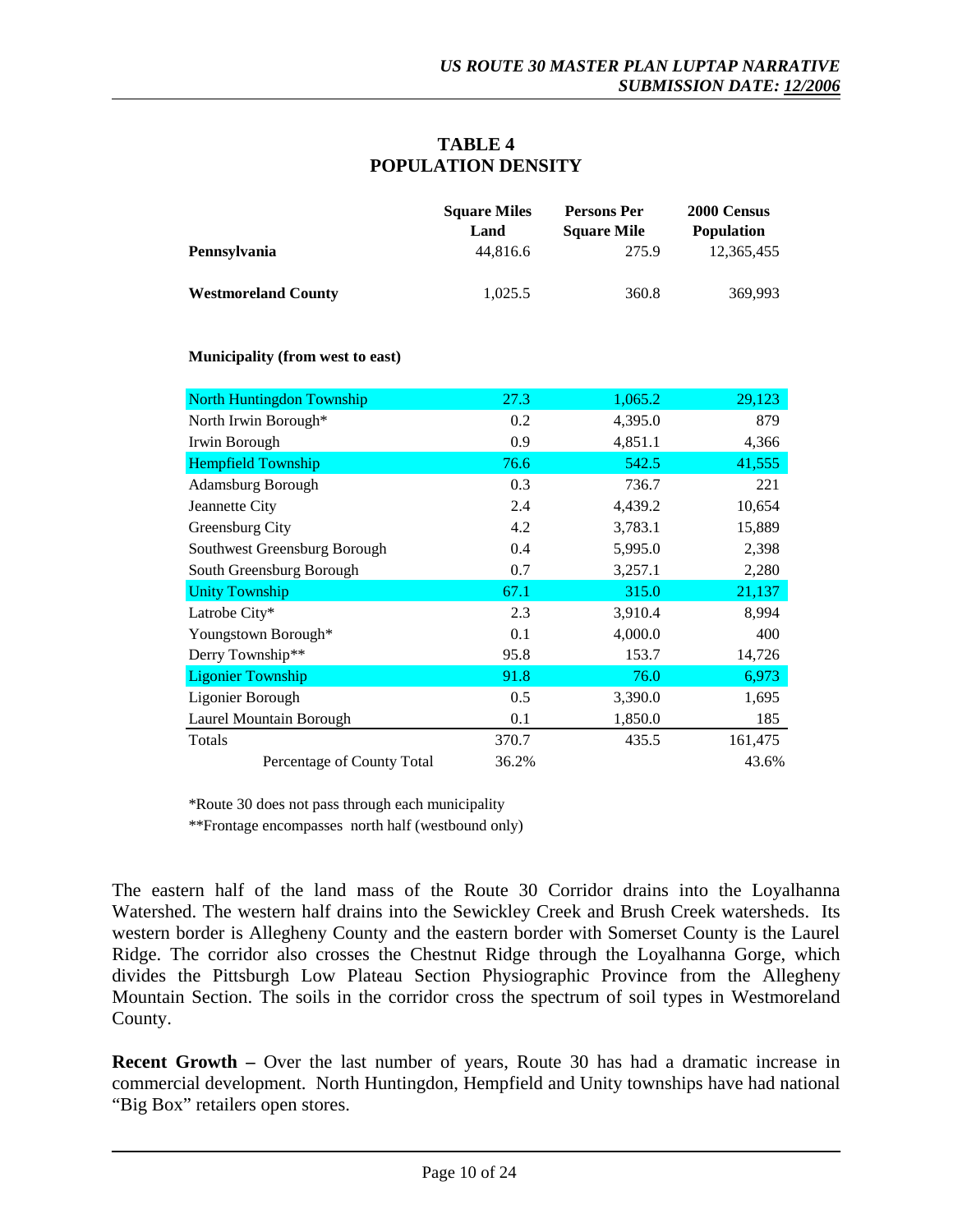## TABLE 4
## POPULATION DENSITY

| | Square Miles Land | Persons Per Square Mile | 2000 Census Population |
|---|---|---|---|
| **Pennsylvania** | 44,816.6 | 275.9 | 12,365,455 |
| **Westmoreland County** | 1,025.5 | 360.8 | 369,993 |
| **Municipality (from west to east)** | | | |
| North Huntingdon Township | 27.3 | 1,065.2 | 29,123 |
| North Irwin Borough* | 0.2 | 4,395.0 | 879 |
| Irwin Borough | 0.9 | 4,851.1 | 4,366 |
| Hempfield Township | 76.6 | 542.5 | 41,555 |
| Adamsburg Borough | 0.3 | 736.7 | 221 |
| Jeannette City | 2.4 | 4,439.2 | 10,654 |
| Greensburg City | 4.2 | 3,783.1 | 15,889 |
| Southwest Greensburg Borough | 0.4 | 5,995.0 | 2,398 |
| South Greensburg Borough | 0.7 | 3,257.1 | 2,280 |
| Unity Township | 67.1 | 315.0 | 21,137 |
| Latrobe City* | 2.3 | 3,910.4 | 8,994 |
| Youngstown Borough* | 0.1 | 4,000.0 | 400 |
| Derry Township** | 95.8 | 153.7 | 14,726 |
| Ligonier Township | 91.8 | 76.0 | 6,973 |
| Ligonier Borough | 0.5 | 3,390.0 | 1,695 |
| Laurel Mountain Borough | 0.1 | 1,850.0 | 185 |
| Totals | 370.7 | 435.5 | 161,475 |
| Percentage of County Total | 36.2% | | 43.6% |

*Route 30 does not pass through each municipality

**Frontage encompasses north half (westbound only)

The eastern half of the land mass of the Route 30 Corridor drains into the Loyalhanna Watershed. The western half drains into the Sewickley Creek and Brush Creek watersheds. Its western border is Allegheny County and the eastern border with Somerset County is the Laurel Ridge. The corridor also crosses the Chestnut Ridge through the Loyalhanna Gorge, which divides the Pittsburgh Low Plateau Section Physiographic Province from the Allegheny Mountain Section. The soils in the corridor cross the spectrum of soil types in Westmoreland County.

**Recent Growth –** Over the last number of years, Route 30 has had a dramatic increase in commercial development. North Huntingdon, Hempfield and Unity townships have had national "Big Box" retailers open stores.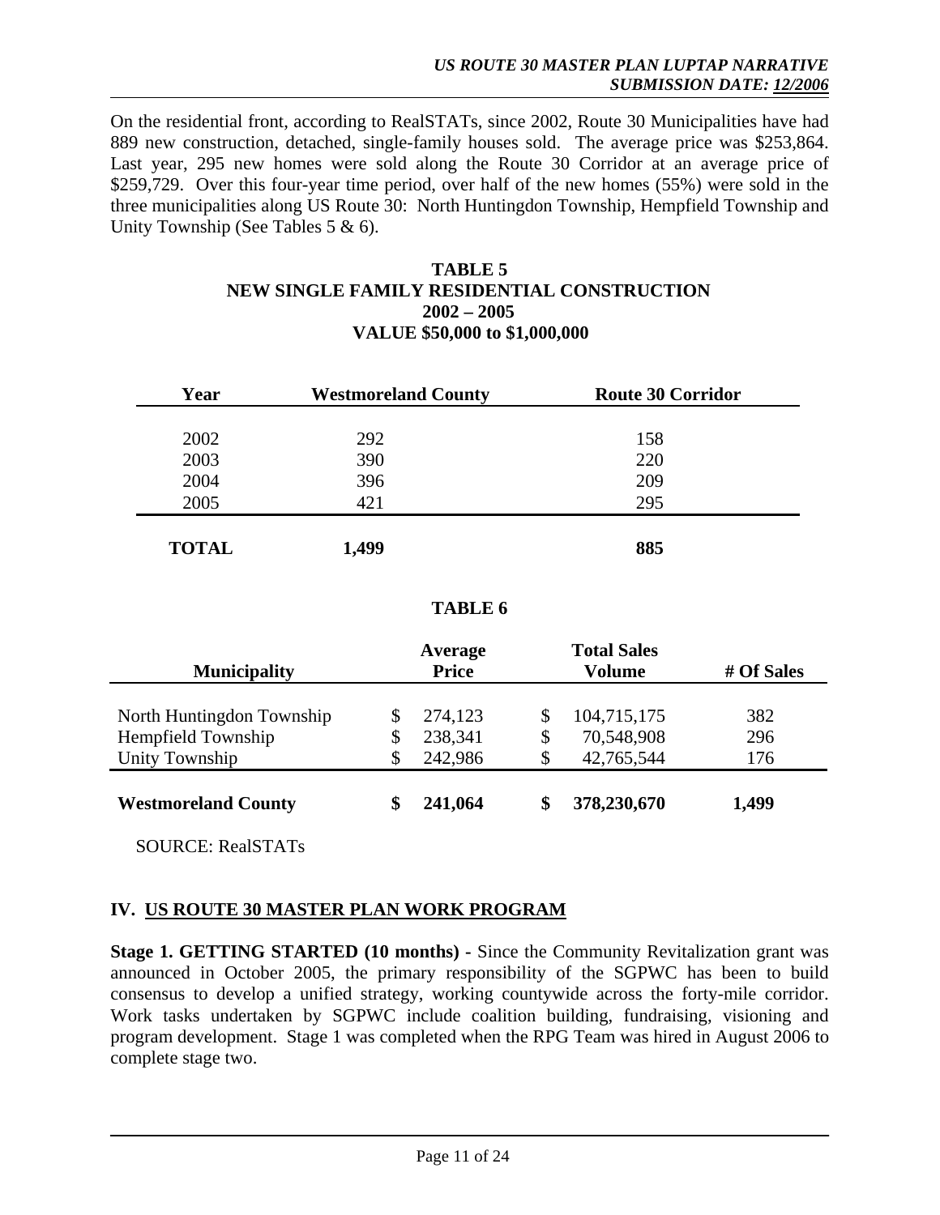On the residential front, according to RealSTATs, since 2002, Route 30 Municipalities have had 889 new construction, detached, single-family houses sold. The average price was $253,864. Last year, 295 new homes were sold along the Route 30 Corridor at an average price of $259,729. Over this four-year time period, over half of the new homes (55%) were sold in the three municipalities along US Route 30: North Huntingdon Township, Hempfield Township and Unity Township (See Tables 5 & 6).

**TABLE 5**
**NEW SINGLE FAMILY RESIDENTIAL CONSTRUCTION**
**2002 – 2005**
**VALUE $50,000 to $1,000,000**

| Year | Westmoreland County | Route 30 Corridor |
|---|---|---|
| 2002 | 292 | 158 |
| 2003 | 390 | 220 |
| 2004 | 396 | 209 |
| 2005 | 421 | 295 |
| **TOTAL** | **1,499** | **885** |

**TABLE 6**

| Municipality | Average Price | Total Sales Volume | # Of Sales |
|---|---|---|---|
| North Huntingdon Township | $ 274,123 | $ 104,715,175 | 382 |
| Hempfield Township | $ 238,341 | $ 70,548,908 | 296 |
| Unity Township | $ 242,986 | $ 42,765,544 | 176 |
| **Westmoreland County** | **$ 241,064** | **$ 378,230,670** | **1,499** |

SOURCE: RealSTATs

## IV. US ROUTE 30 MASTER PLAN WORK PROGRAM

**Stage 1. GETTING STARTED (10 months) -** Since the Community Revitalization grant was announced in October 2005, the primary responsibility of the SGPWC has been to build consensus to develop a unified strategy, working countywide across the forty-mile corridor. Work tasks undertaken by SGPWC include coalition building, fundraising, visioning and program development. Stage 1 was completed when the RPG Team was hired in August 2006 to complete stage two.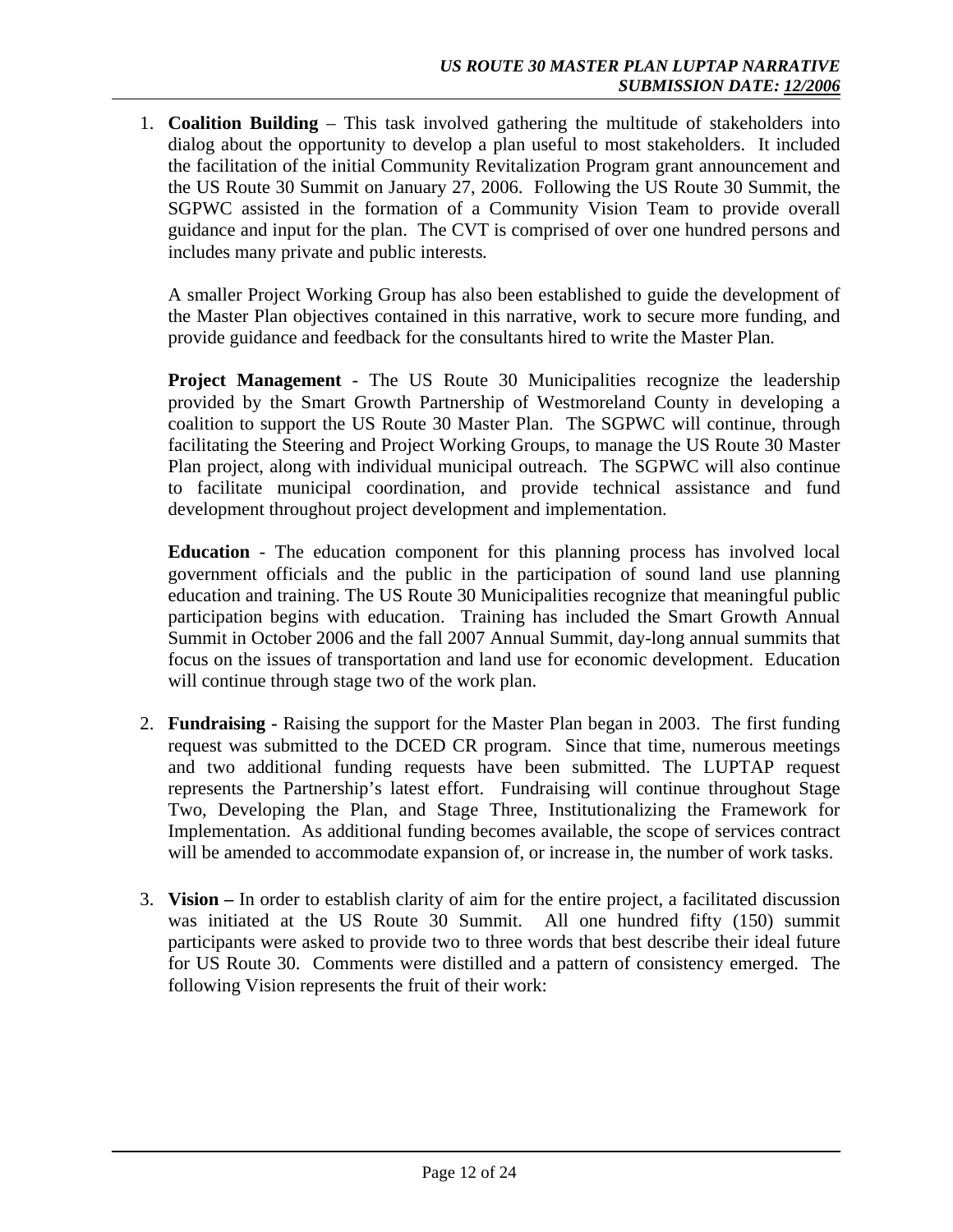1. **Coalition Building** – This task involved gathering the multitude of stakeholders into dialog about the opportunity to develop a plan useful to most stakeholders. It included the facilitation of the initial Community Revitalization Program grant announcement and the US Route 30 Summit on January 27, 2006. Following the US Route 30 Summit, the SGPWC assisted in the formation of a Community Vision Team to provide overall guidance and input for the plan. The CVT is comprised of over one hundred persons and includes many private and public interests.

   A smaller Project Working Group has also been established to guide the development of the Master Plan objectives contained in this narrative, work to secure more funding, and provide guidance and feedback for the consultants hired to write the Master Plan.

   **Project Management** - The US Route 30 Municipalities recognize the leadership provided by the Smart Growth Partnership of Westmoreland County in developing a coalition to support the US Route 30 Master Plan. The SGPWC will continue, through facilitating the Steering and Project Working Groups, to manage the US Route 30 Master Plan project, along with individual municipal outreach. The SGPWC will also continue to facilitate municipal coordination, and provide technical assistance and fund development throughout project development and implementation.

   **Education** - The education component for this planning process has involved local government officials and the public in the participation of sound land use planning education and training. The US Route 30 Municipalities recognize that meaningful public participation begins with education. Training has included the Smart Growth Annual Summit in October 2006 and the fall 2007 Annual Summit, day-long annual summits that focus on the issues of transportation and land use for economic development. Education will continue through stage two of the work plan.

2. **Fundraising -** Raising the support for the Master Plan began in 2003. The first funding request was submitted to the DCED CR program. Since that time, numerous meetings and two additional funding requests have been submitted. The LUPTAP request represents the Partnership's latest effort. Fundraising will continue throughout Stage Two, Developing the Plan, and Stage Three, Institutionalizing the Framework for Implementation. As additional funding becomes available, the scope of services contract will be amended to accommodate expansion of, or increase in, the number of work tasks.

3. **Vision –** In order to establish clarity of aim for the entire project, a facilitated discussion was initiated at the US Route 30 Summit. All one hundred fifty (150) summit participants were asked to provide two to three words that best describe their ideal future for US Route 30. Comments were distilled and a pattern of consistency emerged. The following Vision represents the fruit of their work: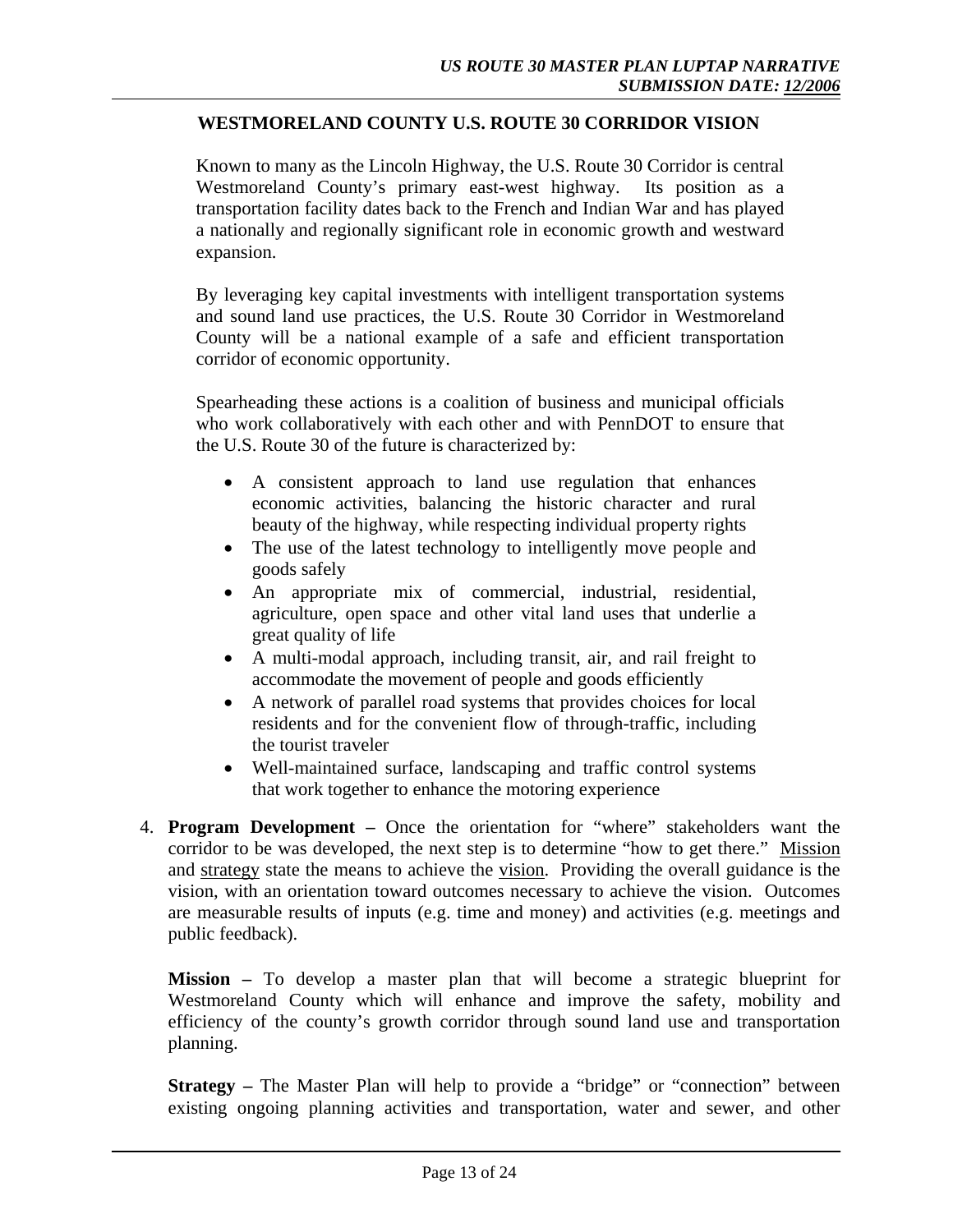## WESTMORELAND COUNTY U.S. ROUTE 30 CORRIDOR VISION

Known to many as the Lincoln Highway, the U.S. Route 30 Corridor is central Westmoreland County's primary east-west highway. Its position as a transportation facility dates back to the French and Indian War and has played a nationally and regionally significant role in economic growth and westward expansion.

By leveraging key capital investments with intelligent transportation systems and sound land use practices, the U.S. Route 30 Corridor in Westmoreland County will be a national example of a safe and efficient transportation corridor of economic opportunity.

Spearheading these actions is a coalition of business and municipal officials who work collaboratively with each other and with PennDOT to ensure that the U.S. Route 30 of the future is characterized by:

- A consistent approach to land use regulation that enhances economic activities, balancing the historic character and rural beauty of the highway, while respecting individual property rights
- The use of the latest technology to intelligently move people and goods safely
- An appropriate mix of commercial, industrial, residential, agriculture, open space and other vital land uses that underlie a great quality of life
- A multi-modal approach, including transit, air, and rail freight to accommodate the movement of people and goods efficiently
- A network of parallel road systems that provides choices for local residents and for the convenient flow of through-traffic, including the tourist traveler
- Well-maintained surface, landscaping and traffic control systems that work together to enhance the motoring experience

4. **Program Development –** Once the orientation for "where" stakeholders want the corridor to be was developed, the next step is to determine "how to get there." Mission and strategy state the means to achieve the vision. Providing the overall guidance is the vision, with an orientation toward outcomes necessary to achieve the vision. Outcomes are measurable results of inputs (e.g. time and money) and activities (e.g. meetings and public feedback).

   **Mission –** To develop a master plan that will become a strategic blueprint for Westmoreland County which will enhance and improve the safety, mobility and efficiency of the county's growth corridor through sound land use and transportation planning.

   **Strategy –** The Master Plan will help to provide a "bridge" or "connection" between existing ongoing planning activities and transportation, water and sewer, and other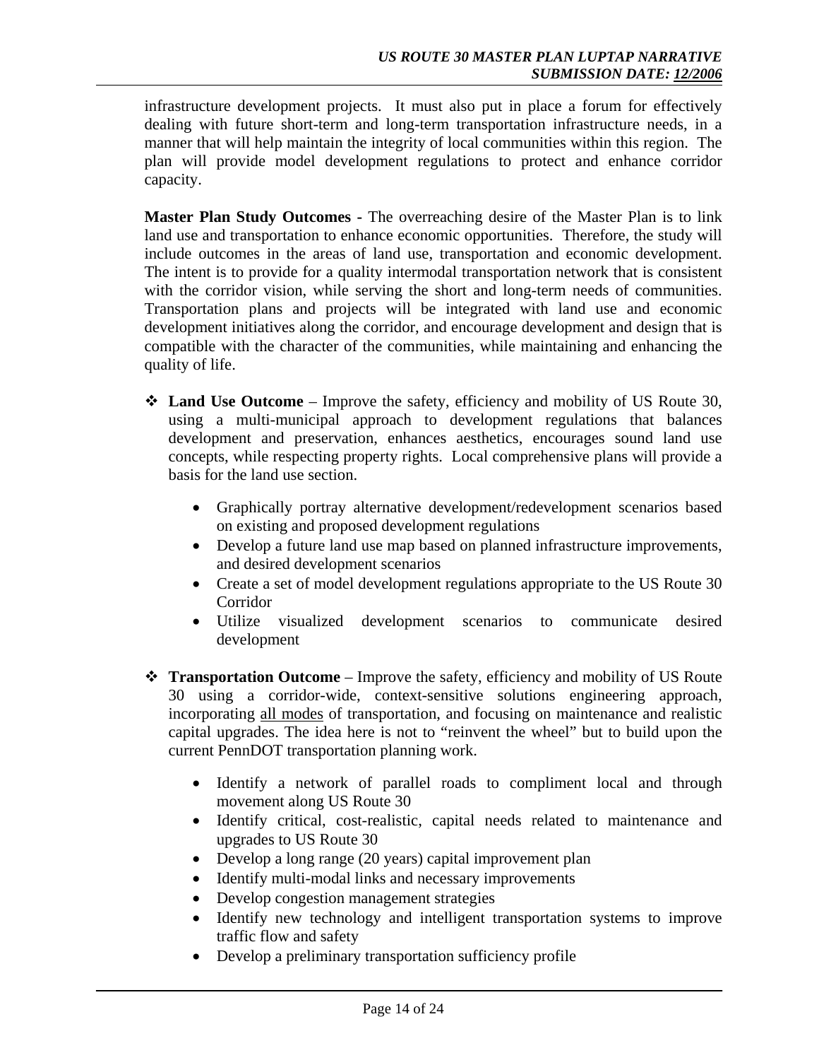infrastructure development projects. It must also put in place a forum for effectively dealing with future short-term and long-term transportation infrastructure needs, in a manner that will help maintain the integrity of local communities within this region. The plan will provide model development regulations to protect and enhance corridor capacity.

**Master Plan Study Outcomes -** The overreaching desire of the Master Plan is to link land use and transportation to enhance economic opportunities. Therefore, the study will include outcomes in the areas of land use, transportation and economic development. The intent is to provide for a quality intermodal transportation network that is consistent with the corridor vision, while serving the short and long-term needs of communities. Transportation plans and projects will be integrated with land use and economic development initiatives along the corridor, and encourage development and design that is compatible with the character of the communities, while maintaining and enhancing the quality of life.

- **Land Use Outcome** – Improve the safety, efficiency and mobility of US Route 30, using a multi-municipal approach to development regulations that balances development and preservation, enhances aesthetics, encourages sound land use concepts, while respecting property rights. Local comprehensive plans will provide a basis for the land use section.
    - Graphically portray alternative development/redevelopment scenarios based on existing and proposed development regulations
    - Develop a future land use map based on planned infrastructure improvements, and desired development scenarios
    - Create a set of model development regulations appropriate to the US Route 30 Corridor
    - Utilize visualized development scenarios to communicate desired development

- **Transportation Outcome** – Improve the safety, efficiency and mobility of US Route 30 using a corridor-wide, context-sensitive solutions engineering approach, incorporating <u>all modes</u> of transportation, and focusing on maintenance and realistic capital upgrades. The idea here is not to "reinvent the wheel" but to build upon the current PennDOT transportation planning work.
    - Identify a network of parallel roads to compliment local and through movement along US Route 30
    - Identify critical, cost-realistic, capital needs related to maintenance and upgrades to US Route 30
    - Develop a long range (20 years) capital improvement plan
    - Identify multi-modal links and necessary improvements
    - Develop congestion management strategies
    - Identify new technology and intelligent transportation systems to improve traffic flow and safety
    - Develop a preliminary transportation sufficiency profile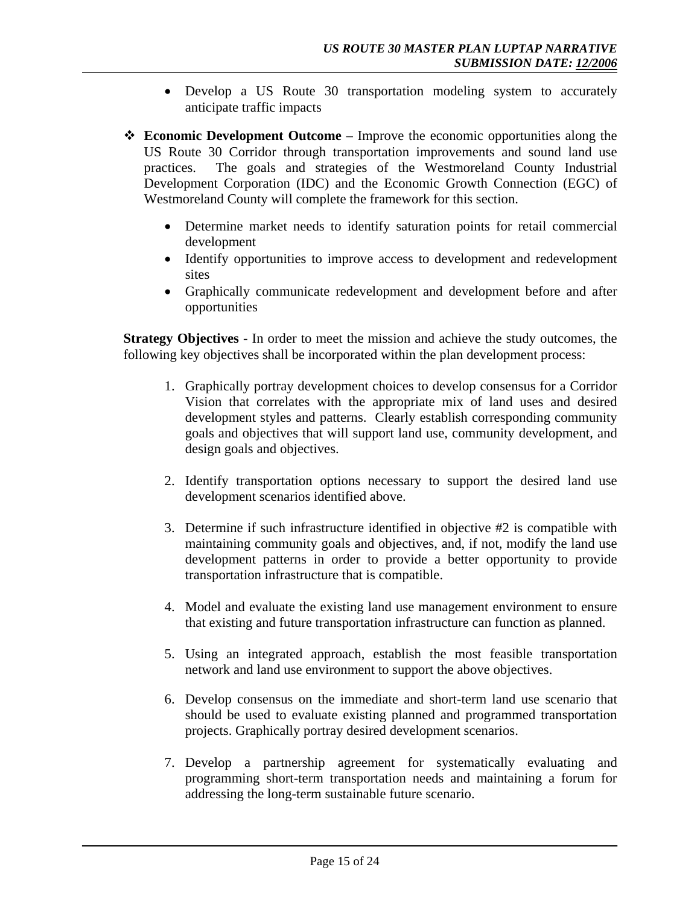- Develop a US Route 30 transportation modeling system to accurately anticipate traffic impacts

- **Economic Development Outcome** – Improve the economic opportunities along the US Route 30 Corridor through transportation improvements and sound land use practices. The goals and strategies of the Westmoreland County Industrial Development Corporation (IDC) and the Economic Growth Connection (EGC) of Westmoreland County will complete the framework for this section.

  - Determine market needs to identify saturation points for retail commercial development
  - Identify opportunities to improve access to development and redevelopment sites
  - Graphically communicate redevelopment and development before and after opportunities

**Strategy Objectives** - In order to meet the mission and achieve the study outcomes, the following key objectives shall be incorporated within the plan development process:

1. Graphically portray development choices to develop consensus for a Corridor Vision that correlates with the appropriate mix of land uses and desired development styles and patterns. Clearly establish corresponding community goals and objectives that will support land use, community development, and design goals and objectives.

2. Identify transportation options necessary to support the desired land use development scenarios identified above.

3. Determine if such infrastructure identified in objective #2 is compatible with maintaining community goals and objectives, and, if not, modify the land use development patterns in order to provide a better opportunity to provide transportation infrastructure that is compatible.

4. Model and evaluate the existing land use management environment to ensure that existing and future transportation infrastructure can function as planned.

5. Using an integrated approach, establish the most feasible transportation network and land use environment to support the above objectives.

6. Develop consensus on the immediate and short-term land use scenario that should be used to evaluate existing planned and programmed transportation projects. Graphically portray desired development scenarios.

7. Develop a partnership agreement for systematically evaluating and programming short-term transportation needs and maintaining a forum for addressing the long-term sustainable future scenario.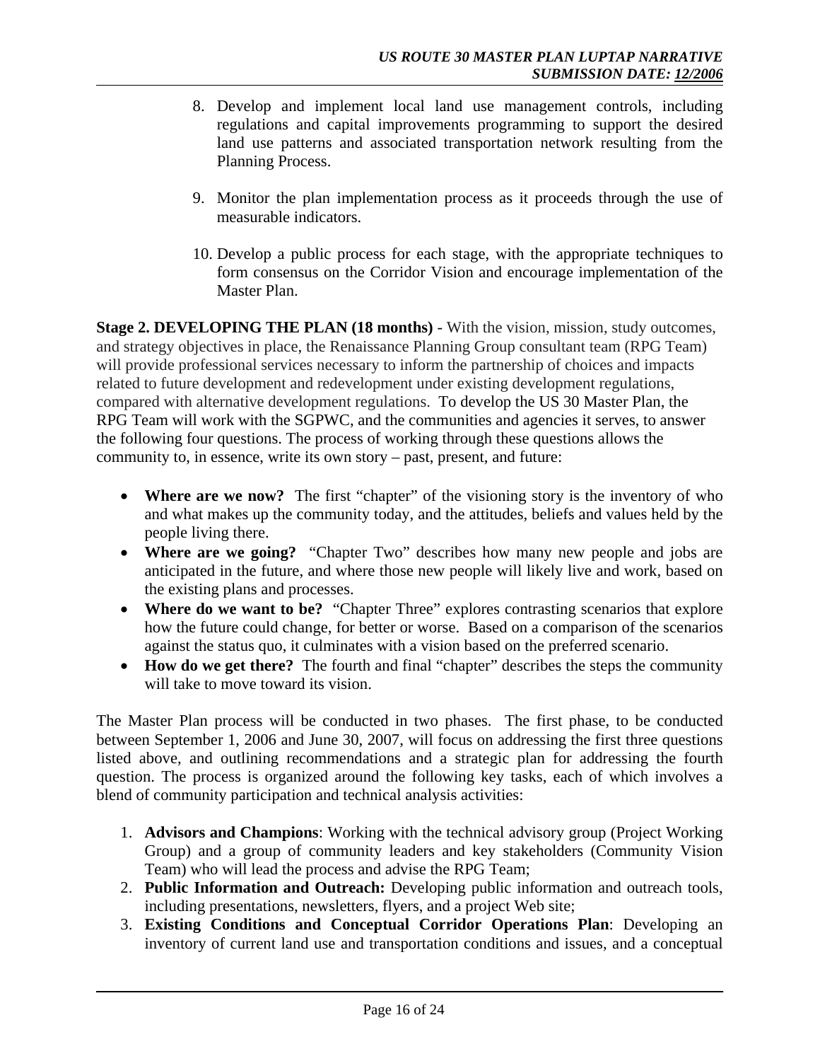8. Develop and implement local land use management controls, including regulations and capital improvements programming to support the desired land use patterns and associated transportation network resulting from the Planning Process.

9. Monitor the plan implementation process as it proceeds through the use of measurable indicators.

10. Develop a public process for each stage, with the appropriate techniques to form consensus on the Corridor Vision and encourage implementation of the Master Plan.

**Stage 2. DEVELOPING THE PLAN (18 months)** - With the vision, mission, study outcomes, and strategy objectives in place, the Renaissance Planning Group consultant team (RPG Team) will provide professional services necessary to inform the partnership of choices and impacts related to future development and redevelopment under existing development regulations, compared with alternative development regulations. To develop the US 30 Master Plan, the RPG Team will work with the SGPWC, and the communities and agencies it serves, to answer the following four questions. The process of working through these questions allows the community to, in essence, write its own story – past, present, and future:

- **Where are we now?** The first "chapter" of the visioning story is the inventory of who and what makes up the community today, and the attitudes, beliefs and values held by the people living there.
- **Where are we going?** "Chapter Two" describes how many new people and jobs are anticipated in the future, and where those new people will likely live and work, based on the existing plans and processes.
- **Where do we want to be?** "Chapter Three" explores contrasting scenarios that explore how the future could change, for better or worse. Based on a comparison of the scenarios against the status quo, it culminates with a vision based on the preferred scenario.
- **How do we get there?** The fourth and final "chapter" describes the steps the community will take to move toward its vision.

The Master Plan process will be conducted in two phases. The first phase, to be conducted between September 1, 2006 and June 30, 2007, will focus on addressing the first three questions listed above, and outlining recommendations and a strategic plan for addressing the fourth question. The process is organized around the following key tasks, each of which involves a blend of community participation and technical analysis activities:

1. **Advisors and Champions**: Working with the technical advisory group (Project Working Group) and a group of community leaders and key stakeholders (Community Vision Team) who will lead the process and advise the RPG Team;
2. **Public Information and Outreach:** Developing public information and outreach tools, including presentations, newsletters, flyers, and a project Web site;
3. **Existing Conditions and Conceptual Corridor Operations Plan**: Developing an inventory of current land use and transportation conditions and issues, and a conceptual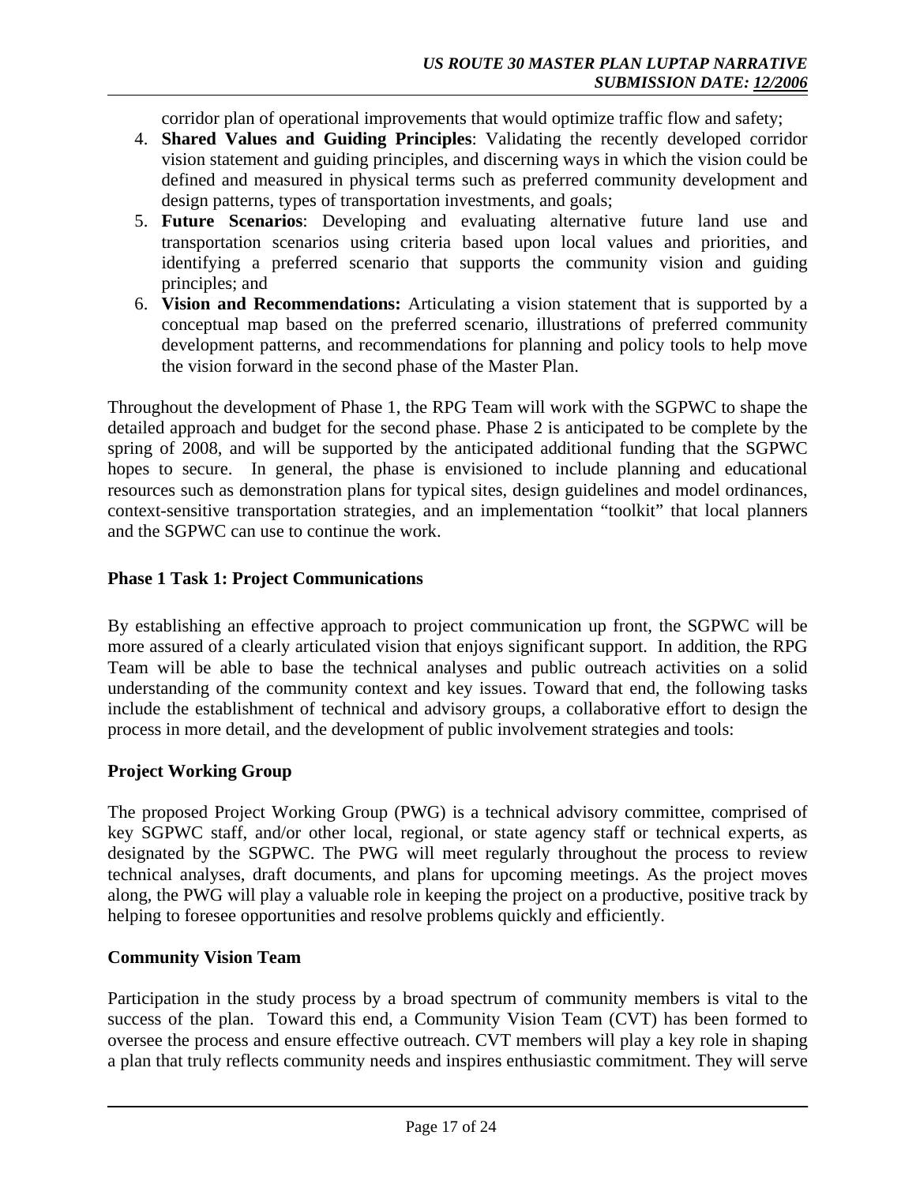corridor plan of operational improvements that would optimize traffic flow and safety;

4. **Shared Values and Guiding Principles**: Validating the recently developed corridor vision statement and guiding principles, and discerning ways in which the vision could be defined and measured in physical terms such as preferred community development and design patterns, types of transportation investments, and goals;
5. **Future Scenarios**: Developing and evaluating alternative future land use and transportation scenarios using criteria based upon local values and priorities, and identifying a preferred scenario that supports the community vision and guiding principles; and
6. **Vision and Recommendations:** Articulating a vision statement that is supported by a conceptual map based on the preferred scenario, illustrations of preferred community development patterns, and recommendations for planning and policy tools to help move the vision forward in the second phase of the Master Plan.

Throughout the development of Phase 1, the RPG Team will work with the SGPWC to shape the detailed approach and budget for the second phase. Phase 2 is anticipated to be complete by the spring of 2008, and will be supported by the anticipated additional funding that the SGPWC hopes to secure. In general, the phase is envisioned to include planning and educational resources such as demonstration plans for typical sites, design guidelines and model ordinances, context-sensitive transportation strategies, and an implementation "toolkit" that local planners and the SGPWC can use to continue the work.

### Phase 1 Task 1: Project Communications

By establishing an effective approach to project communication up front, the SGPWC will be more assured of a clearly articulated vision that enjoys significant support. In addition, the RPG Team will be able to base the technical analyses and public outreach activities on a solid understanding of the community context and key issues. Toward that end, the following tasks include the establishment of technical and advisory groups, a collaborative effort to design the process in more detail, and the development of public involvement strategies and tools:

#### Project Working Group

The proposed Project Working Group (PWG) is a technical advisory committee, comprised of key SGPWC staff, and/or other local, regional, or state agency staff or technical experts, as designated by the SGPWC. The PWG will meet regularly throughout the process to review technical analyses, draft documents, and plans for upcoming meetings. As the project moves along, the PWG will play a valuable role in keeping the project on a productive, positive track by helping to foresee opportunities and resolve problems quickly and efficiently.

#### Community Vision Team

Participation in the study process by a broad spectrum of community members is vital to the success of the plan. Toward this end, a Community Vision Team (CVT) has been formed to oversee the process and ensure effective outreach. CVT members will play a key role in shaping a plan that truly reflects community needs and inspires enthusiastic commitment. They will serve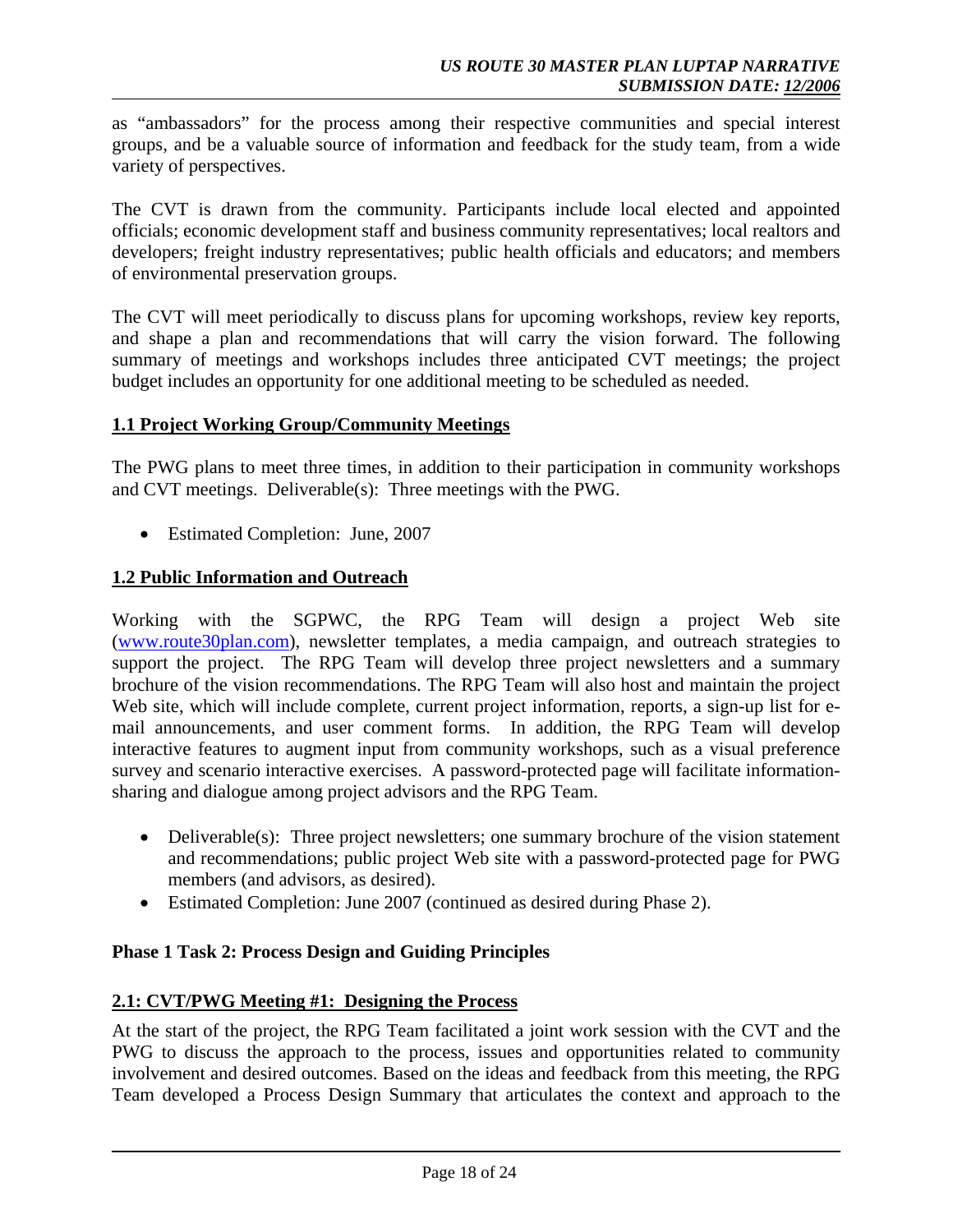as "ambassadors" for the process among their respective communities and special interest groups, and be a valuable source of information and feedback for the study team, from a wide variety of perspectives.

The CVT is drawn from the community. Participants include local elected and appointed officials; economic development staff and business community representatives; local realtors and developers; freight industry representatives; public health officials and educators; and members of environmental preservation groups.

The CVT will meet periodically to discuss plans for upcoming workshops, review key reports, and shape a plan and recommendations that will carry the vision forward. The following summary of meetings and workshops includes three anticipated CVT meetings; the project budget includes an opportunity for one additional meeting to be scheduled as needed.

## 1.1 Project Working Group/Community Meetings

The PWG plans to meet three times, in addition to their participation in community workshops and CVT meetings. Deliverable(s): Three meetings with the PWG.

- Estimated Completion: June, 2007

## 1.2 Public Information and Outreach

Working with the SGPWC, the RPG Team will design a project Web site (www.route30plan.com), newsletter templates, a media campaign, and outreach strategies to support the project. The RPG Team will develop three project newsletters and a summary brochure of the vision recommendations. The RPG Team will also host and maintain the project Web site, which will include complete, current project information, reports, a sign-up list for e-mail announcements, and user comment forms. In addition, the RPG Team will develop interactive features to augment input from community workshops, such as a visual preference survey and scenario interactive exercises. A password-protected page will facilitate information-sharing and dialogue among project advisors and the RPG Team.

- Deliverable(s): Three project newsletters; one summary brochure of the vision statement and recommendations; public project Web site with a password-protected page for PWG members (and advisors, as desired).
- Estimated Completion: June 2007 (continued as desired during Phase 2).

## Phase 1 Task 2: Process Design and Guiding Principles

## 2.1: CVT/PWG Meeting #1: Designing the Process

At the start of the project, the RPG Team facilitated a joint work session with the CVT and the PWG to discuss the approach to the process, issues and opportunities related to community involvement and desired outcomes. Based on the ideas and feedback from this meeting, the RPG Team developed a Process Design Summary that articulates the context and approach to the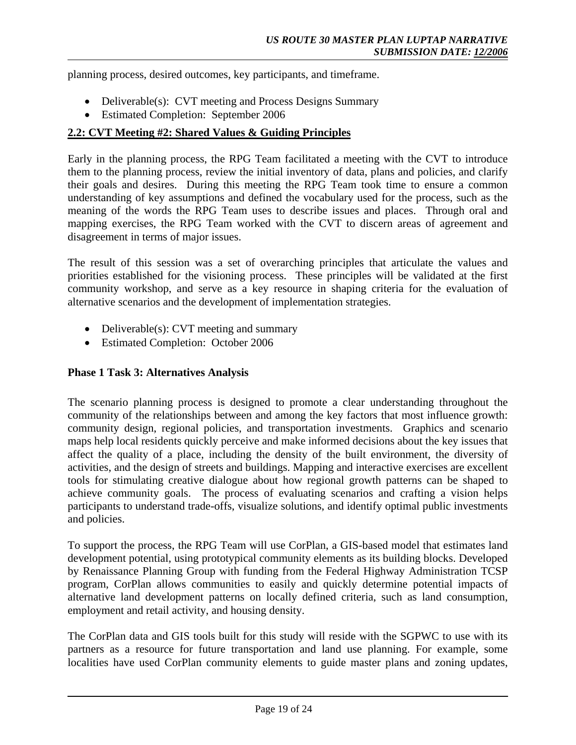planning process, desired outcomes, key participants, and timeframe.

- Deliverable(s): CVT meeting and Process Designs Summary
- Estimated Completion: September 2006

**2.2: CVT Meeting #2: Shared Values & Guiding Principles**

Early in the planning process, the RPG Team facilitated a meeting with the CVT to introduce them to the planning process, review the initial inventory of data, plans and policies, and clarify their goals and desires. During this meeting the RPG Team took time to ensure a common understanding of key assumptions and defined the vocabulary used for the process, such as the meaning of the words the RPG Team uses to describe issues and places. Through oral and mapping exercises, the RPG Team worked with the CVT to discern areas of agreement and disagreement in terms of major issues.

The result of this session was a set of overarching principles that articulate the values and priorities established for the visioning process. These principles will be validated at the first community workshop, and serve as a key resource in shaping criteria for the evaluation of alternative scenarios and the development of implementation strategies.

- Deliverable(s): CVT meeting and summary
- Estimated Completion: October 2006

**Phase 1 Task 3: Alternatives Analysis**

The scenario planning process is designed to promote a clear understanding throughout the community of the relationships between and among the key factors that most influence growth: community design, regional policies, and transportation investments. Graphics and scenario maps help local residents quickly perceive and make informed decisions about the key issues that affect the quality of a place, including the density of the built environment, the diversity of activities, and the design of streets and buildings. Mapping and interactive exercises are excellent tools for stimulating creative dialogue about how regional growth patterns can be shaped to achieve community goals. The process of evaluating scenarios and crafting a vision helps participants to understand trade-offs, visualize solutions, and identify optimal public investments and policies.

To support the process, the RPG Team will use CorPlan, a GIS-based model that estimates land development potential, using prototypical community elements as its building blocks. Developed by Renaissance Planning Group with funding from the Federal Highway Administration TCSP program, CorPlan allows communities to easily and quickly determine potential impacts of alternative land development patterns on locally defined criteria, such as land consumption, employment and retail activity, and housing density.

The CorPlan data and GIS tools built for this study will reside with the SGPWC to use with its partners as a resource for future transportation and land use planning. For example, some localities have used CorPlan community elements to guide master plans and zoning updates,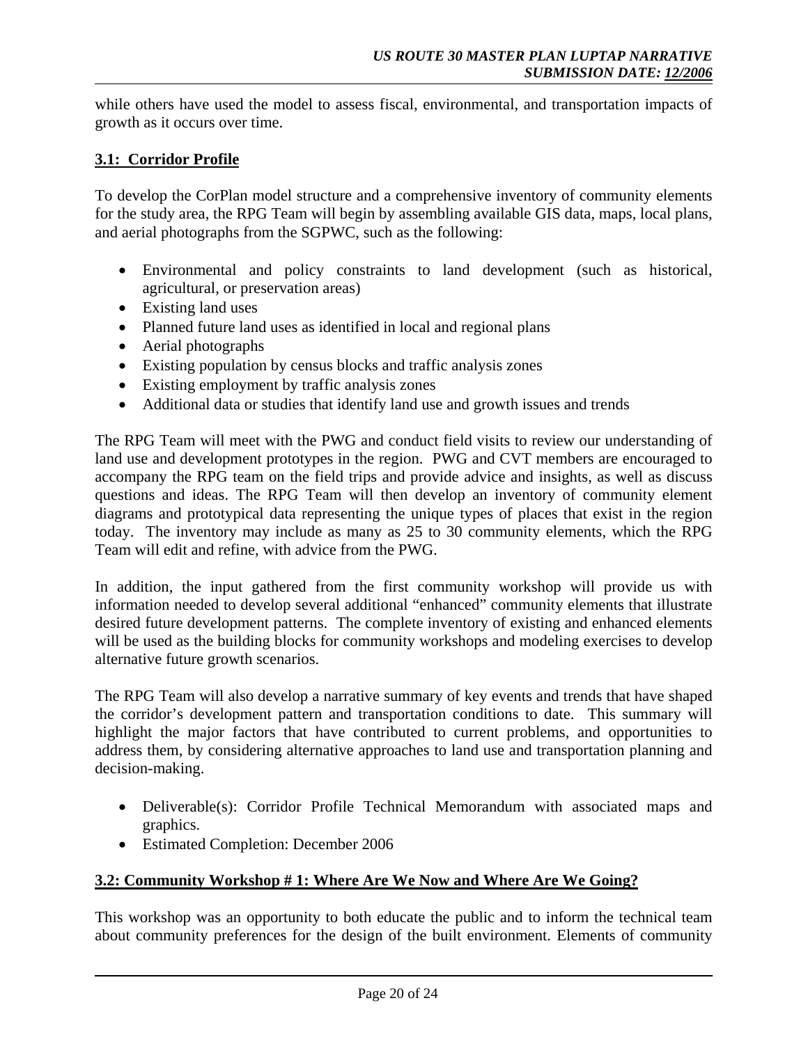while others have used the model to assess fiscal, environmental, and transportation impacts of growth as it occurs over time.

## 3.1: Corridor Profile

To develop the CorPlan model structure and a comprehensive inventory of community elements for the study area, the RPG Team will begin by assembling available GIS data, maps, local plans, and aerial photographs from the SGPWC, such as the following:

- Environmental and policy constraints to land development (such as historical, agricultural, or preservation areas)
- Existing land uses
- Planned future land uses as identified in local and regional plans
- Aerial photographs
- Existing population by census blocks and traffic analysis zones
- Existing employment by traffic analysis zones
- Additional data or studies that identify land use and growth issues and trends

The RPG Team will meet with the PWG and conduct field visits to review our understanding of land use and development prototypes in the region. PWG and CVT members are encouraged to accompany the RPG team on the field trips and provide advice and insights, as well as discuss questions and ideas. The RPG Team will then develop an inventory of community element diagrams and prototypical data representing the unique types of places that exist in the region today. The inventory may include as many as 25 to 30 community elements, which the RPG Team will edit and refine, with advice from the PWG.

In addition, the input gathered from the first community workshop will provide us with information needed to develop several additional "enhanced" community elements that illustrate desired future development patterns. The complete inventory of existing and enhanced elements will be used as the building blocks for community workshops and modeling exercises to develop alternative future growth scenarios.

The RPG Team will also develop a narrative summary of key events and trends that have shaped the corridor's development pattern and transportation conditions to date. This summary will highlight the major factors that have contributed to current problems, and opportunities to address them, by considering alternative approaches to land use and transportation planning and decision-making.

- Deliverable(s): Corridor Profile Technical Memorandum with associated maps and graphics.
- Estimated Completion: December 2006

## 3.2: Community Workshop # 1: Where Are We Now and Where Are We Going?

This workshop was an opportunity to both educate the public and to inform the technical team about community preferences for the design of the built environment. Elements of community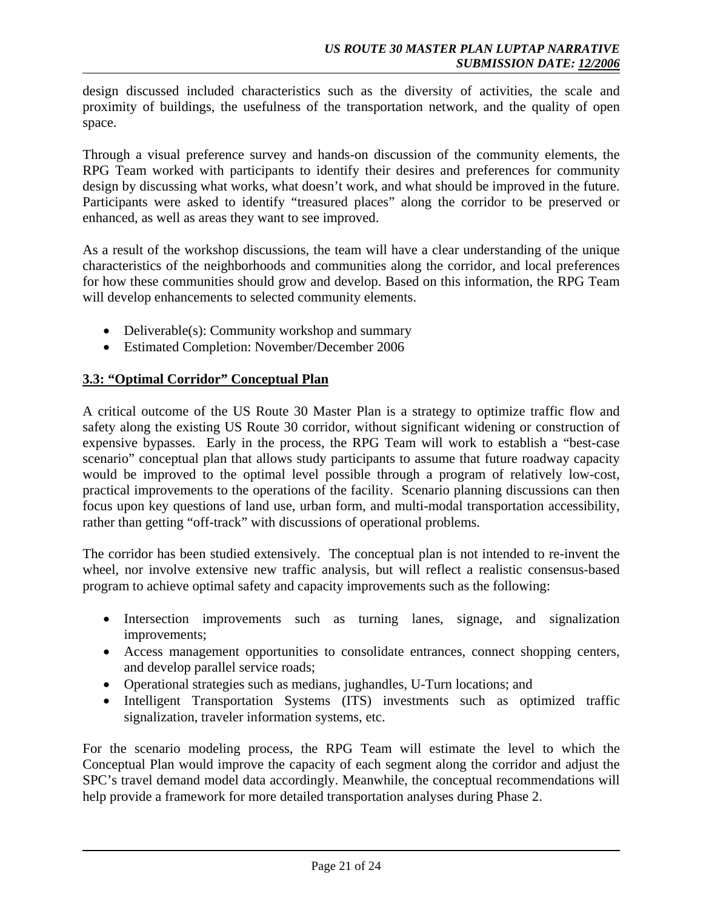design discussed included characteristics such as the diversity of activities, the scale and proximity of buildings, the usefulness of the transportation network, and the quality of open space.

Through a visual preference survey and hands-on discussion of the community elements, the RPG Team worked with participants to identify their desires and preferences for community design by discussing what works, what doesn't work, and what should be improved in the future. Participants were asked to identify "treasured places" along the corridor to be preserved or enhanced, as well as areas they want to see improved.

As a result of the workshop discussions, the team will have a clear understanding of the unique characteristics of the neighborhoods and communities along the corridor, and local preferences for how these communities should grow and develop. Based on this information, the RPG Team will develop enhancements to selected community elements.

- Deliverable(s): Community workshop and summary
- Estimated Completion: November/December 2006

### 3.3: "Optimal Corridor" Conceptual Plan

A critical outcome of the US Route 30 Master Plan is a strategy to optimize traffic flow and safety along the existing US Route 30 corridor, without significant widening or construction of expensive bypasses. Early in the process, the RPG Team will work to establish a "best-case scenario" conceptual plan that allows study participants to assume that future roadway capacity would be improved to the optimal level possible through a program of relatively low-cost, practical improvements to the operations of the facility. Scenario planning discussions can then focus upon key questions of land use, urban form, and multi-modal transportation accessibility, rather than getting "off-track" with discussions of operational problems.

The corridor has been studied extensively. The conceptual plan is not intended to re-invent the wheel, nor involve extensive new traffic analysis, but will reflect a realistic consensus-based program to achieve optimal safety and capacity improvements such as the following:

- Intersection improvements such as turning lanes, signage, and signalization improvements;
- Access management opportunities to consolidate entrances, connect shopping centers, and develop parallel service roads;
- Operational strategies such as medians, jughandles, U-Turn locations; and
- Intelligent Transportation Systems (ITS) investments such as optimized traffic signalization, traveler information systems, etc.

For the scenario modeling process, the RPG Team will estimate the level to which the Conceptual Plan would improve the capacity of each segment along the corridor and adjust the SPC's travel demand model data accordingly. Meanwhile, the conceptual recommendations will help provide a framework for more detailed transportation analyses during Phase 2.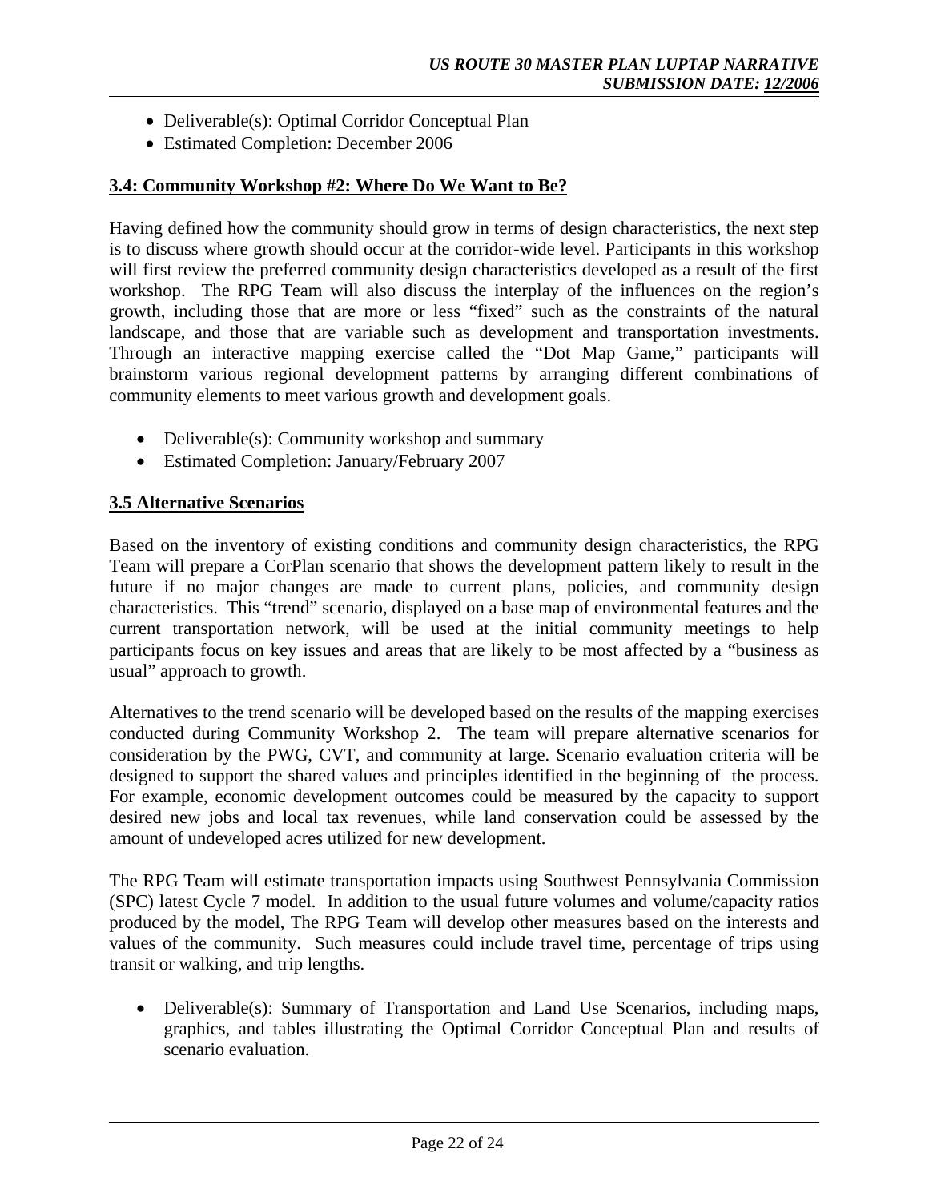- Deliverable(s): Optimal Corridor Conceptual Plan
- Estimated Completion: December 2006

### 3.4: Community Workshop #2: Where Do We Want to Be?

Having defined how the community should grow in terms of design characteristics, the next step is to discuss where growth should occur at the corridor-wide level. Participants in this workshop will first review the preferred community design characteristics developed as a result of the first workshop. The RPG Team will also discuss the interplay of the influences on the region's growth, including those that are more or less "fixed" such as the constraints of the natural landscape, and those that are variable such as development and transportation investments. Through an interactive mapping exercise called the "Dot Map Game," participants will brainstorm various regional development patterns by arranging different combinations of community elements to meet various growth and development goals.

- Deliverable(s): Community workshop and summary
- Estimated Completion: January/February 2007

### 3.5 Alternative Scenarios

Based on the inventory of existing conditions and community design characteristics, the RPG Team will prepare a CorPlan scenario that shows the development pattern likely to result in the future if no major changes are made to current plans, policies, and community design characteristics. This "trend" scenario, displayed on a base map of environmental features and the current transportation network, will be used at the initial community meetings to help participants focus on key issues and areas that are likely to be most affected by a "business as usual" approach to growth.

Alternatives to the trend scenario will be developed based on the results of the mapping exercises conducted during Community Workshop 2. The team will prepare alternative scenarios for consideration by the PWG, CVT, and community at large. Scenario evaluation criteria will be designed to support the shared values and principles identified in the beginning of the process. For example, economic development outcomes could be measured by the capacity to support desired new jobs and local tax revenues, while land conservation could be assessed by the amount of undeveloped acres utilized for new development.

The RPG Team will estimate transportation impacts using Southwest Pennsylvania Commission (SPC) latest Cycle 7 model. In addition to the usual future volumes and volume/capacity ratios produced by the model, The RPG Team will develop other measures based on the interests and values of the community. Such measures could include travel time, percentage of trips using transit or walking, and trip lengths.

- Deliverable(s): Summary of Transportation and Land Use Scenarios, including maps, graphics, and tables illustrating the Optimal Corridor Conceptual Plan and results of scenario evaluation.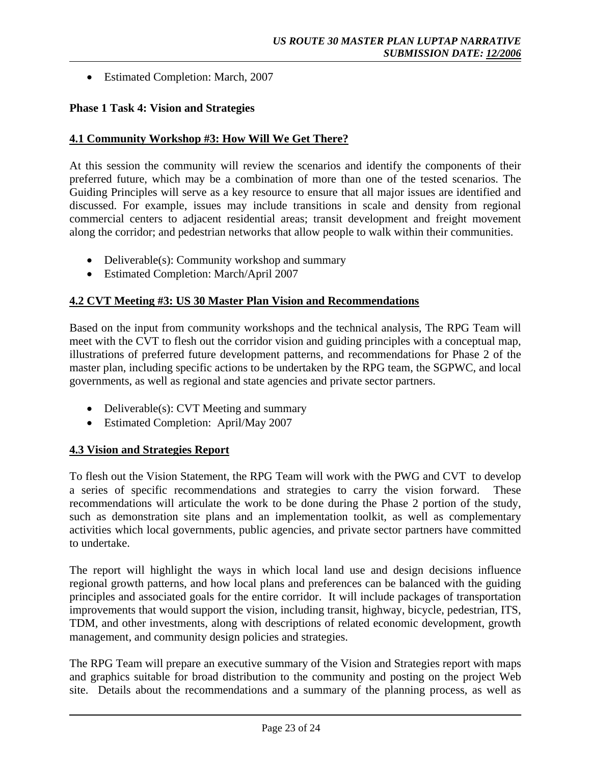- Estimated Completion: March, 2007

**Phase 1 Task 4: Vision and Strategies**

**4.1 Community Workshop #3: How Will We Get There?**

At this session the community will review the scenarios and identify the components of their preferred future, which may be a combination of more than one of the tested scenarios. The Guiding Principles will serve as a key resource to ensure that all major issues are identified and discussed. For example, issues may include transitions in scale and density from regional commercial centers to adjacent residential areas; transit development and freight movement along the corridor; and pedestrian networks that allow people to walk within their communities.

- Deliverable(s): Community workshop and summary
- Estimated Completion: March/April 2007

**4.2 CVT Meeting #3: US 30 Master Plan Vision and Recommendations**

Based on the input from community workshops and the technical analysis, The RPG Team will meet with the CVT to flesh out the corridor vision and guiding principles with a conceptual map, illustrations of preferred future development patterns, and recommendations for Phase 2 of the master plan, including specific actions to be undertaken by the RPG team, the SGPWC, and local governments, as well as regional and state agencies and private sector partners.

- Deliverable(s): CVT Meeting and summary
- Estimated Completion: April/May 2007

**4.3 Vision and Strategies Report**

To flesh out the Vision Statement, the RPG Team will work with the PWG and CVT to develop a series of specific recommendations and strategies to carry the vision forward. These recommendations will articulate the work to be done during the Phase 2 portion of the study, such as demonstration site plans and an implementation toolkit, as well as complementary activities which local governments, public agencies, and private sector partners have committed to undertake.

The report will highlight the ways in which local land use and design decisions influence regional growth patterns, and how local plans and preferences can be balanced with the guiding principles and associated goals for the entire corridor. It will include packages of transportation improvements that would support the vision, including transit, highway, bicycle, pedestrian, ITS, TDM, and other investments, along with descriptions of related economic development, growth management, and community design policies and strategies.

The RPG Team will prepare an executive summary of the Vision and Strategies report with maps and graphics suitable for broad distribution to the community and posting on the project Web site. Details about the recommendations and a summary of the planning process, as well as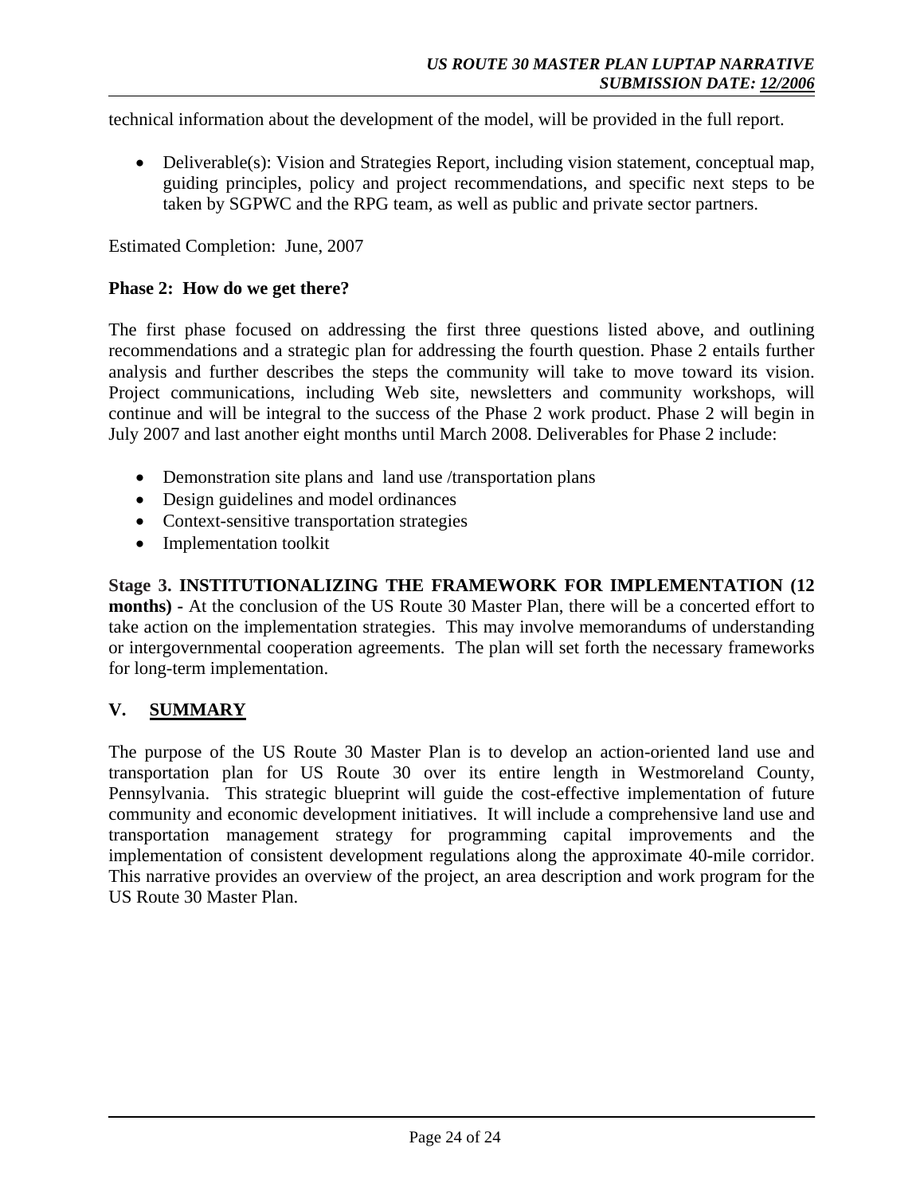technical information about the development of the model, will be provided in the full report.

- Deliverable(s): Vision and Strategies Report, including vision statement, conceptual map, guiding principles, policy and project recommendations, and specific next steps to be taken by SGPWC and the RPG team, as well as public and private sector partners.

Estimated Completion: June, 2007

**Phase 2: How do we get there?**

The first phase focused on addressing the first three questions listed above, and outlining recommendations and a strategic plan for addressing the fourth question. Phase 2 entails further analysis and further describes the steps the community will take to move toward its vision. Project communications, including Web site, newsletters and community workshops, will continue and will be integral to the success of the Phase 2 work product. Phase 2 will begin in July 2007 and last another eight months until March 2008. Deliverables for Phase 2 include:

- Demonstration site plans and land use /transportation plans
- Design guidelines and model ordinances
- Context-sensitive transportation strategies
- Implementation toolkit

**Stage 3. INSTITUTIONALIZING THE FRAMEWORK FOR IMPLEMENTATION (12 months) -** At the conclusion of the US Route 30 Master Plan, there will be a concerted effort to take action on the implementation strategies. This may involve memorandums of understanding or intergovernmental cooperation agreements. The plan will set forth the necessary frameworks for long-term implementation.

## V. SUMMARY

The purpose of the US Route 30 Master Plan is to develop an action-oriented land use and transportation plan for US Route 30 over its entire length in Westmoreland County, Pennsylvania. This strategic blueprint will guide the cost-effective implementation of future community and economic development initiatives. It will include a comprehensive land use and transportation management strategy for programming capital improvements and the implementation of consistent development regulations along the approximate 40-mile corridor. This narrative provides an overview of the project, an area description and work program for the US Route 30 Master Plan.